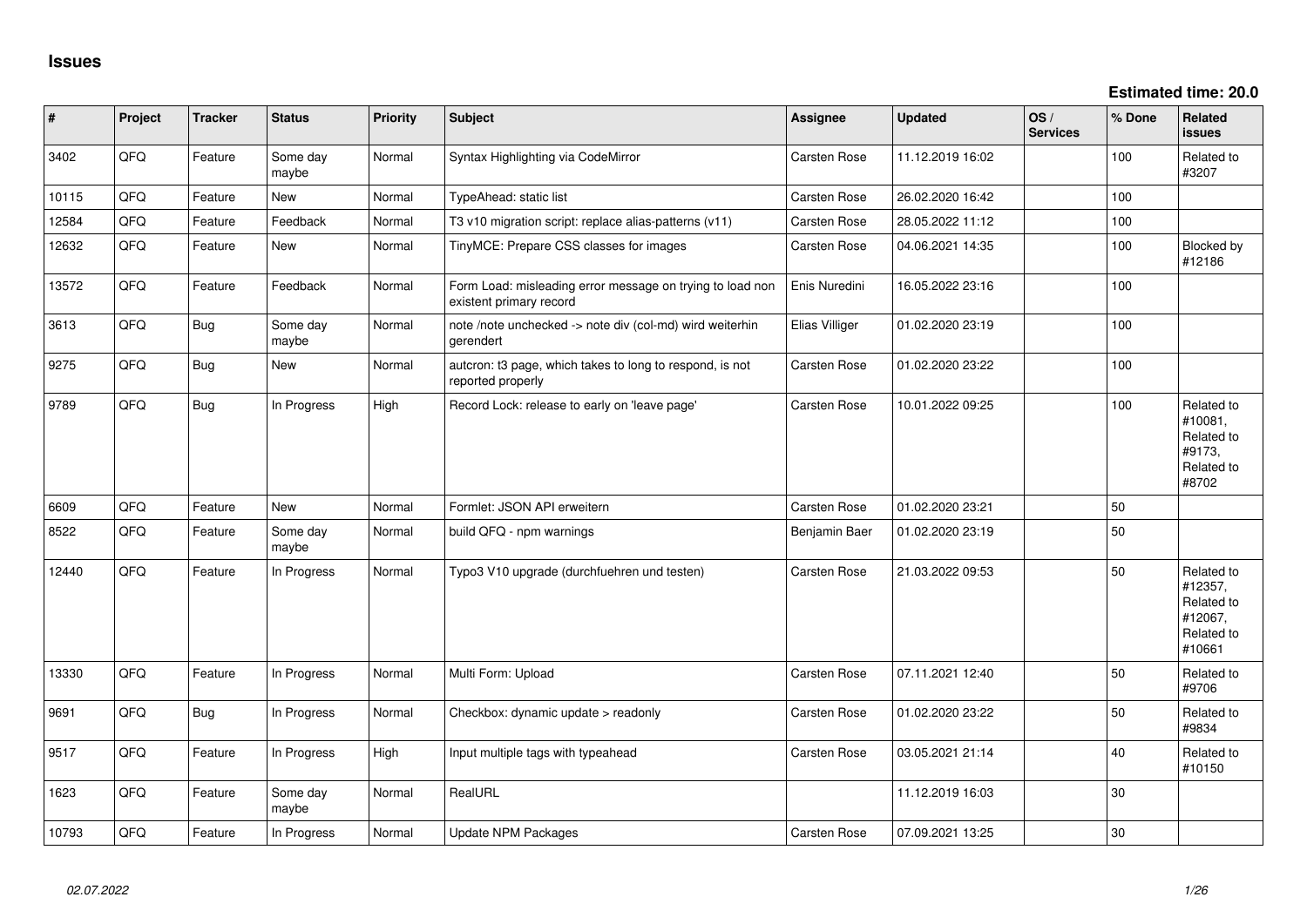# Issues

**Estimated time: 20.0**

| # | Project | Tracker | Status | Priority | Subject | Assignee | Updated | OS / Services | % Done | Related issues |
|---|---|---|---|---|---|---|---|---|---|---|
| 3402 | QFQ | Feature | Some day maybe | Normal | Syntax Highlighting via CodeMirror | Carsten Rose | 11.12.2019 16:02 | | 100 | Related to #3207 |
| 10115 | QFQ | Feature | New | Normal | TypeAhead: static list | Carsten Rose | 26.02.2020 16:42 | | 100 | |
| 12584 | QFQ | Feature | Feedback | Normal | T3 v10 migration script: replace alias-patterns (v11) | Carsten Rose | 28.05.2022 11:12 | | 100 | |
| 12632 | QFQ | Feature | New | Normal | TinyMCE: Prepare CSS classes for images | Carsten Rose | 04.06.2021 14:35 | | 100 | Blocked by #12186 |
| 13572 | QFQ | Feature | Feedback | Normal | Form Load: misleading error message on trying to load non existent primary record | Enis Nuredini | 16.05.2022 23:16 | | 100 | |
| 3613 | QFQ | Bug | Some day maybe | Normal | note /note unchecked -> note div (col-md) wird weiterhin gerendert | Elias Villiger | 01.02.2020 23:19 | | 100 | |
| 9275 | QFQ | Bug | New | Normal | autcron: t3 page, which takes to long to respond, is not reported properly | Carsten Rose | 01.02.2020 23:22 | | 100 | |
| 9789 | QFQ | Bug | In Progress | High | Record Lock: release to early on 'leave page' | Carsten Rose | 10.01.2022 09:25 | | 100 | Related to #10081, Related to #9173, Related to #8702 |
| 6609 | QFQ | Feature | New | Normal | Formlet: JSON API erweitern | Carsten Rose | 01.02.2020 23:21 | | 50 | |
| 8522 | QFQ | Feature | Some day maybe | Normal | build QFQ - npm warnings | Benjamin Baer | 01.02.2020 23:19 | | 50 | |
| 12440 | QFQ | Feature | In Progress | Normal | Typo3 V10 upgrade (durchfuehren und testen) | Carsten Rose | 21.03.2022 09:53 | | 50 | Related to #12357, Related to #12067, Related to #10661 |
| 13330 | QFQ | Feature | In Progress | Normal | Multi Form: Upload | Carsten Rose | 07.11.2021 12:40 | | 50 | Related to #9706 |
| 9691 | QFQ | Bug | In Progress | Normal | Checkbox: dynamic update > readonly | Carsten Rose | 01.02.2020 23:22 | | 50 | Related to #9834 |
| 9517 | QFQ | Feature | In Progress | High | Input multiple tags with typeahead | Carsten Rose | 03.05.2021 21:14 | | 40 | Related to #10150 |
| 1623 | QFQ | Feature | Some day maybe | Normal | RealURL | | 11.12.2019 16:03 | | 30 | |
| 10793 | QFQ | Feature | In Progress | Normal | Update NPM Packages | Carsten Rose | 07.09.2021 13:25 | | 30 | |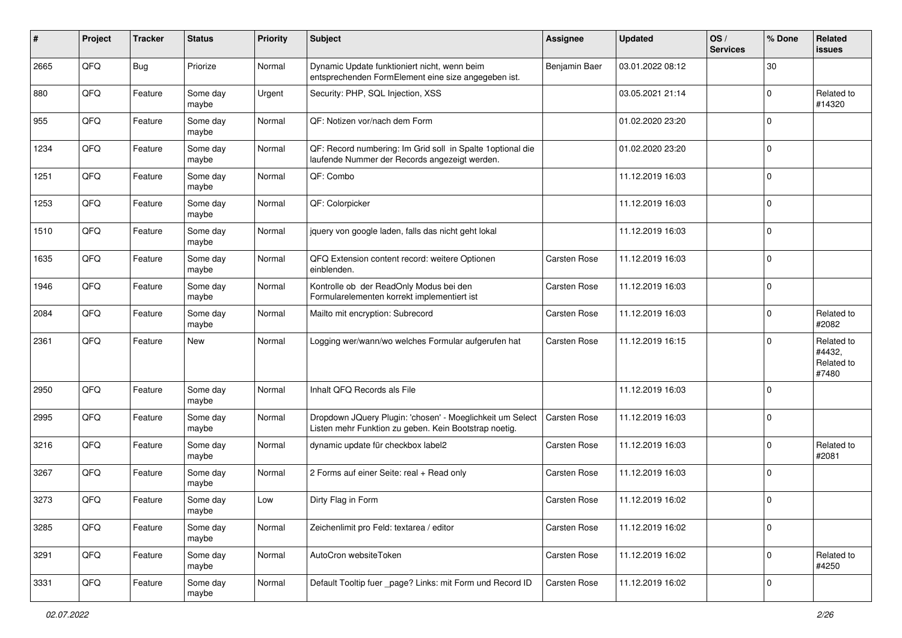| # | Project | Tracker | Status | Priority | Subject | Assignee | Updated | OS / Services | % Done | Related issues |
|---|---|---|---|---|---|---|---|---|---|---|
| 2665 | QFQ | Bug | Priorize | Normal | Dynamic Update funktioniert nicht, wenn beim entsprechenden FormElement eine size angegeben ist. | Benjamin Baer | 03.01.2022 08:12 | | 30 | |
| 880 | QFQ | Feature | Some day maybe | Urgent | Security: PHP, SQL Injection, XSS | | 03.05.2021 21:14 | | 0 | Related to #14320 |
| 955 | QFQ | Feature | Some day maybe | Normal | QF: Notizen vor/nach dem Form | | 01.02.2020 23:20 | | 0 | |
| 1234 | QFQ | Feature | Some day maybe | Normal | QF: Record numbering: Im Grid soll in Spalte 1optional die laufende Nummer der Records angezeigt werden. | | 01.02.2020 23:20 | | 0 | |
| 1251 | QFQ | Feature | Some day maybe | Normal | QF: Combo | | 11.12.2019 16:03 | | 0 | |
| 1253 | QFQ | Feature | Some day maybe | Normal | QF: Colorpicker | | 11.12.2019 16:03 | | 0 | |
| 1510 | QFQ | Feature | Some day maybe | Normal | jquery von google laden, falls das nicht geht lokal | | 11.12.2019 16:03 | | 0 | |
| 1635 | QFQ | Feature | Some day maybe | Normal | QFQ Extension content record: weitere Optionen einblenden. | Carsten Rose | 11.12.2019 16:03 | | 0 | |
| 1946 | QFQ | Feature | Some day maybe | Normal | Kontrolle ob der ReadOnly Modus bei den Formularelementen korrekt implementiert ist | Carsten Rose | 11.12.2019 16:03 | | 0 | |
| 2084 | QFQ | Feature | Some day maybe | Normal | Mailto mit encryption: Subrecord | Carsten Rose | 11.12.2019 16:03 | | 0 | Related to #2082 |
| 2361 | QFQ | Feature | New | Normal | Logging wer/wann/wo welches Formular aufgerufen hat | Carsten Rose | 11.12.2019 16:15 | | 0 | Related to #4432, Related to #7480 |
| 2950 | QFQ | Feature | Some day maybe | Normal | Inhalt QFQ Records als File | | 11.12.2019 16:03 | | 0 | |
| 2995 | QFQ | Feature | Some day maybe | Normal | Dropdown JQuery Plugin: 'chosen' - Moeglichkeit um Select Listen mehr Funktion zu geben. Kein Bootstrap noetig. | Carsten Rose | 11.12.2019 16:03 | | 0 | |
| 3216 | QFQ | Feature | Some day maybe | Normal | dynamic update für checkbox label2 | Carsten Rose | 11.12.2019 16:03 | | 0 | Related to #2081 |
| 3267 | QFQ | Feature | Some day maybe | Normal | 2 Forms auf einer Seite: real + Read only | Carsten Rose | 11.12.2019 16:03 | | 0 | |
| 3273 | QFQ | Feature | Some day maybe | Low | Dirty Flag in Form | Carsten Rose | 11.12.2019 16:02 | | 0 | |
| 3285 | QFQ | Feature | Some day maybe | Normal | Zeichenlimit pro Feld: textarea / editor | Carsten Rose | 11.12.2019 16:02 | | 0 | |
| 3291 | QFQ | Feature | Some day maybe | Normal | AutoCron websiteToken | Carsten Rose | 11.12.2019 16:02 | | 0 | Related to #4250 |
| 3331 | QFQ | Feature | Some day maybe | Normal | Default Tooltip fuer _page? Links: mit Form und Record ID | Carsten Rose | 11.12.2019 16:02 | | 0 | |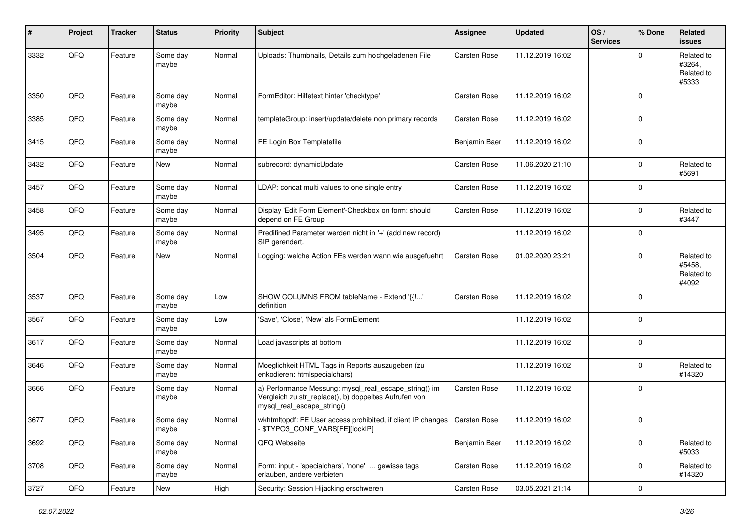| # | Project | Tracker | Status | Priority | Subject | Assignee | Updated | OS / Services | % Done | Related issues |
|---|---|---|---|---|---|---|---|---|---|---|
| 3332 | QFQ | Feature | Some day maybe | Normal | Uploads: Thumbnails, Details zum hochgeladenen File | Carsten Rose | 11.12.2019 16:02 | | 0 | Related to #3264, Related to #5333 |
| 3350 | QFQ | Feature | Some day maybe | Normal | FormEditor: Hilfetext hinter 'checktype' | Carsten Rose | 11.12.2019 16:02 | | 0 | |
| 3385 | QFQ | Feature | Some day maybe | Normal | templateGroup: insert/update/delete non primary records | Carsten Rose | 11.12.2019 16:02 | | 0 | |
| 3415 | QFQ | Feature | Some day maybe | Normal | FE Login Box Templatefile | Benjamin Baer | 11.12.2019 16:02 | | 0 | |
| 3432 | QFQ | Feature | New | Normal | subrecord: dynamicUpdate | Carsten Rose | 11.06.2020 21:10 | | 0 | Related to #5691 |
| 3457 | QFQ | Feature | Some day maybe | Normal | LDAP: concat multi values to one single entry | Carsten Rose | 11.12.2019 16:02 | | 0 | |
| 3458 | QFQ | Feature | Some day maybe | Normal | Display 'Edit Form Element'-Checkbox on form: should depend on FE Group | Carsten Rose | 11.12.2019 16:02 | | 0 | Related to #3447 |
| 3495 | QFQ | Feature | Some day maybe | Normal | Predifined Parameter werden nicht in '+' (add new record) SIP gerendert. | | 11.12.2019 16:02 | | 0 | |
| 3504 | QFQ | Feature | New | Normal | Logging: welche Action FEs werden wann wie ausgefuehrt | Carsten Rose | 01.02.2020 23:21 | | 0 | Related to #5458, Related to #4092 |
| 3537 | QFQ | Feature | Some day maybe | Low | SHOW COLUMNS FROM tableName - Extend '{{!...' definition | Carsten Rose | 11.12.2019 16:02 | | 0 | |
| 3567 | QFQ | Feature | Some day maybe | Low | 'Save', 'Close', 'New' als FormElement | | 11.12.2019 16:02 | | 0 | |
| 3617 | QFQ | Feature | Some day maybe | Normal | Load javascripts at bottom | | 11.12.2019 16:02 | | 0 | |
| 3646 | QFQ | Feature | Some day maybe | Normal | Moeglichkeit HTML Tags in Reports auszugeben (zu enkodieren: htmlspecialchars) | | 11.12.2019 16:02 | | 0 | Related to #14320 |
| 3666 | QFQ | Feature | Some day maybe | Normal | a) Performance Messung: mysql_real_escape_string() im Vergleich zu str_replace(), b) doppeltes Aufrufen von mysql_real_escape_string() | Carsten Rose | 11.12.2019 16:02 | | 0 | |
| 3677 | QFQ | Feature | Some day maybe | Normal | wkhtmltopdf: FE User access prohibited, if client IP changes - $TYPO3_CONF_VARS[FE][lockIP] | Carsten Rose | 11.12.2019 16:02 | | 0 | |
| 3692 | QFQ | Feature | Some day maybe | Normal | QFQ Webseite | Benjamin Baer | 11.12.2019 16:02 | | 0 | Related to #5033 |
| 3708 | QFQ | Feature | Some day maybe | Normal | Form: input - 'specialchars', 'none' ... gewisse tags erlauben, andere verbieten | Carsten Rose | 11.12.2019 16:02 | | 0 | Related to #14320 |
| 3727 | QFQ | Feature | New | High | Security: Session Hijacking erschweren | Carsten Rose | 03.05.2021 21:14 | | 0 | |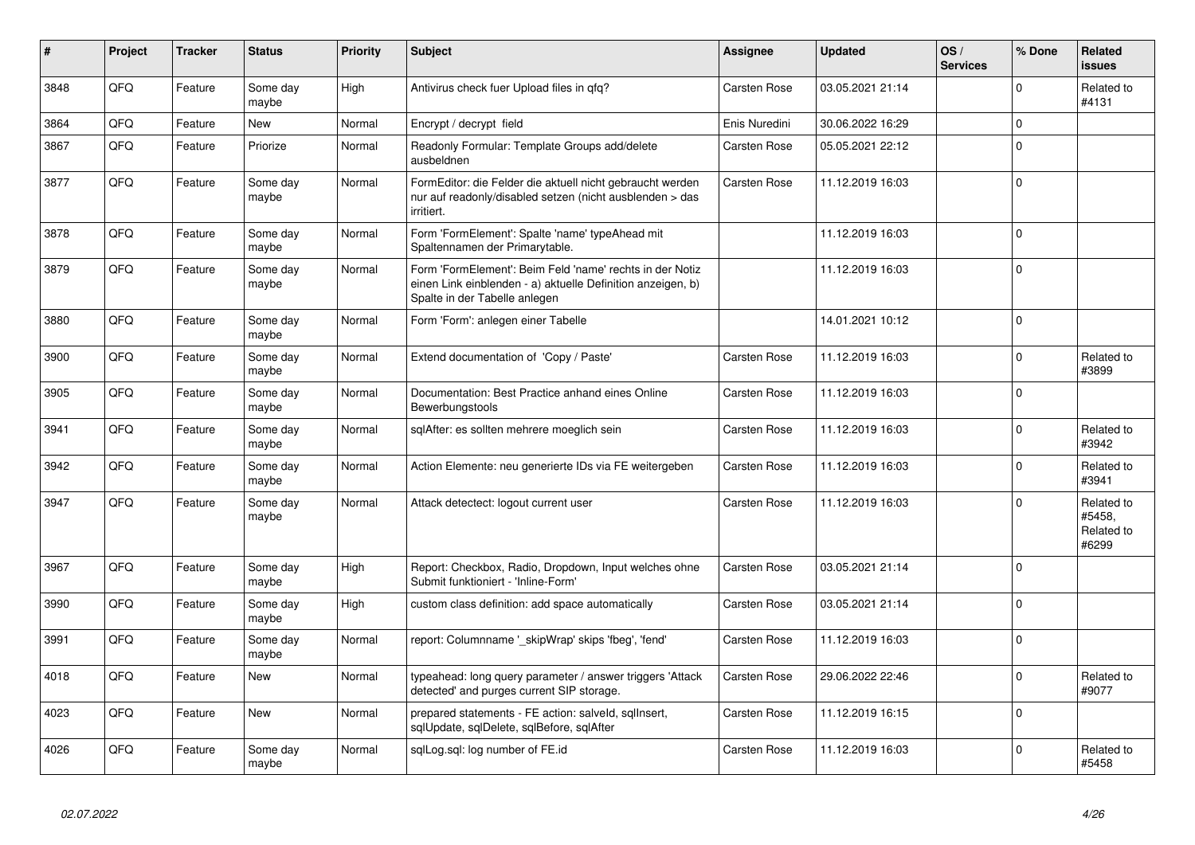| # | Project | Tracker | Status | Priority | Subject | Assignee | Updated | OS / Services | % Done | Related issues |
|---|---|---|---|---|---|---|---|---|---|---|
| 3848 | QFQ | Feature | Some day maybe | High | Antivirus check fuer Upload files in qfq? | Carsten Rose | 03.05.2021 21:14 | | 0 | Related to #4131 |
| 3864 | QFQ | Feature | New | Normal | Encrypt / decrypt field | Enis Nuredini | 30.06.2022 16:29 | | 0 | |
| 3867 | QFQ | Feature | Priorize | Normal | Readonly Formular: Template Groups add/delete ausbeldnen | Carsten Rose | 05.05.2021 22:12 | | 0 | |
| 3877 | QFQ | Feature | Some day maybe | Normal | FormEditor: die Felder die aktuell nicht gebraucht werden nur auf readonly/disabled setzen (nicht ausblenden > das irritiert. | Carsten Rose | 11.12.2019 16:03 | | 0 | |
| 3878 | QFQ | Feature | Some day maybe | Normal | Form 'FormElement': Spalte 'name' typeAhead mit Spaltennamen der Primarytable. | | 11.12.2019 16:03 | | 0 | |
| 3879 | QFQ | Feature | Some day maybe | Normal | Form 'FormElement': Beim Feld 'name' rechts in der Notiz einen Link einblenden - a) aktuelle Definition anzeigen, b) Spalte in der Tabelle anlegen | | 11.12.2019 16:03 | | 0 | |
| 3880 | QFQ | Feature | Some day maybe | Normal | Form 'Form': anlegen einer Tabelle | | 14.01.2021 10:12 | | 0 | |
| 3900 | QFQ | Feature | Some day maybe | Normal | Extend documentation of 'Copy / Paste' | Carsten Rose | 11.12.2019 16:03 | | 0 | Related to #3899 |
| 3905 | QFQ | Feature | Some day maybe | Normal | Documentation: Best Practice anhand eines Online Bewerbungstools | Carsten Rose | 11.12.2019 16:03 | | 0 | |
| 3941 | QFQ | Feature | Some day maybe | Normal | sqlAfter: es sollten mehrere moeglich sein | Carsten Rose | 11.12.2019 16:03 | | 0 | Related to #3942 |
| 3942 | QFQ | Feature | Some day maybe | Normal | Action Elemente: neu generierte IDs via FE weitergeben | Carsten Rose | 11.12.2019 16:03 | | 0 | Related to #3941 |
| 3947 | QFQ | Feature | Some day maybe | Normal | Attack detectect: logout current user | Carsten Rose | 11.12.2019 16:03 | | 0 | Related to #5458, Related to #6299 |
| 3967 | QFQ | Feature | Some day maybe | High | Report: Checkbox, Radio, Dropdown, Input welches ohne Submit funktioniert - 'Inline-Form' | Carsten Rose | 03.05.2021 21:14 | | 0 | |
| 3990 | QFQ | Feature | Some day maybe | High | custom class definition: add space automatically | Carsten Rose | 03.05.2021 21:14 | | 0 | |
| 3991 | QFQ | Feature | Some day maybe | Normal | report: Columnname '_skipWrap' skips 'fbeg', 'fend' | Carsten Rose | 11.12.2019 16:03 | | 0 | |
| 4018 | QFQ | Feature | New | Normal | typeahead: long query parameter / answer triggers 'Attack detected' and purges current SIP storage. | Carsten Rose | 29.06.2022 22:46 | | 0 | Related to #9077 |
| 4023 | QFQ | Feature | New | Normal | prepared statements - FE action: salveld, sqlInsert, sqlUpdate, sqlDelete, sqlBefore, sqlAfter | Carsten Rose | 11.12.2019 16:15 | | 0 | |
| 4026 | QFQ | Feature | Some day maybe | Normal | sqlLog.sql: log number of FE.id | Carsten Rose | 11.12.2019 16:03 | | 0 | Related to #5458 |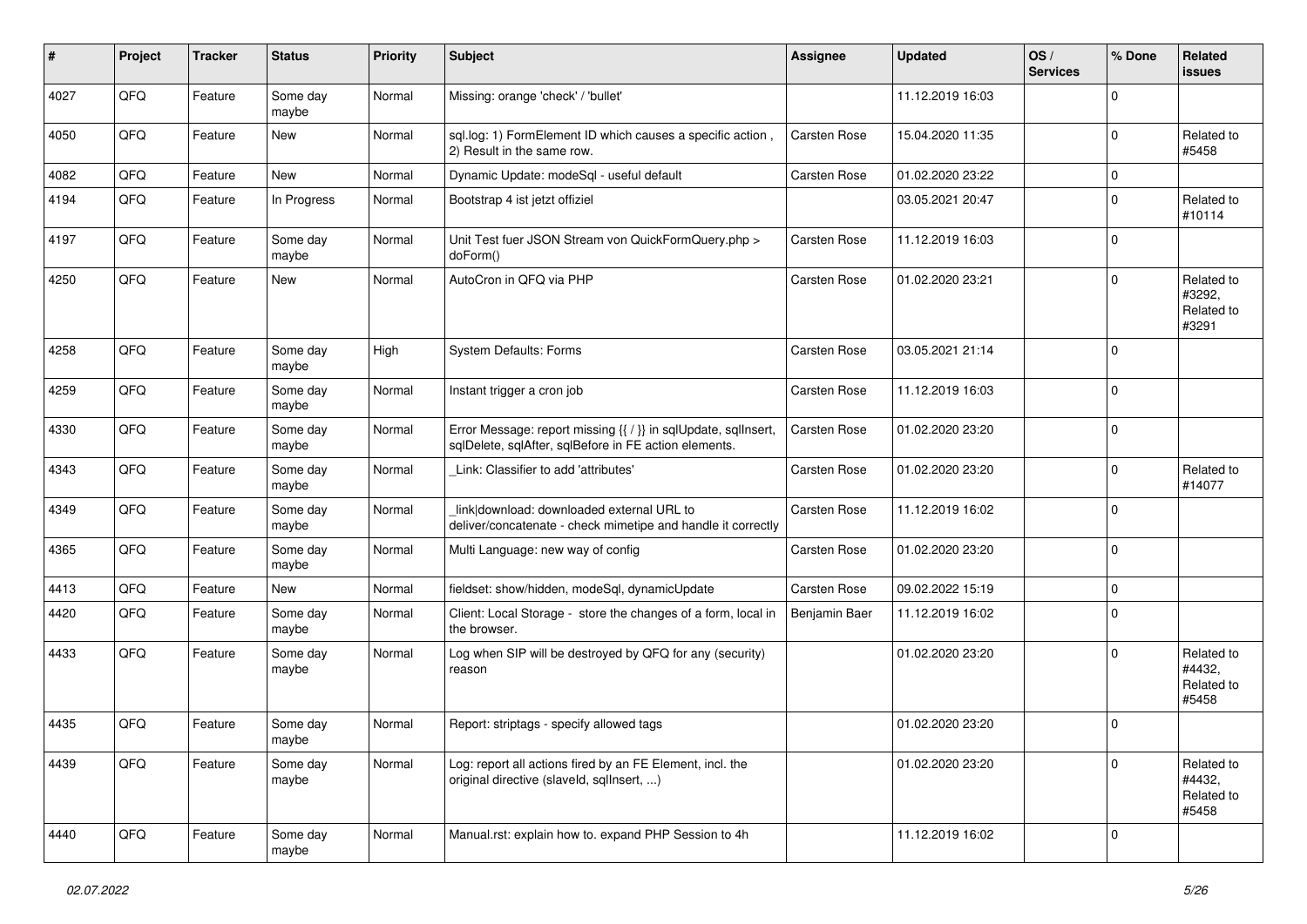| # | Project | Tracker | Status | Priority | Subject | Assignee | Updated | OS / Services | % Done | Related issues |
|---|---|---|---|---|---|---|---|---|---|---|
| 4027 | QFQ | Feature | Some day maybe | Normal | Missing: orange 'check' / 'bullet' | | 11.12.2019 16:03 | | 0 | |
| 4050 | QFQ | Feature | New | Normal | sql.log: 1) FormElement ID which causes a specific action , 2) Result in the same row. | Carsten Rose | 15.04.2020 11:35 | | 0 | Related to #5458 |
| 4082 | QFQ | Feature | New | Normal | Dynamic Update: modeSql - useful default | Carsten Rose | 01.02.2020 23:22 | | 0 | |
| 4194 | QFQ | Feature | In Progress | Normal | Bootstrap 4 ist jetzt offiziel | | 03.05.2021 20:47 | | 0 | Related to #10114 |
| 4197 | QFQ | Feature | Some day maybe | Normal | Unit Test fuer JSON Stream von QuickFormQuery.php > doForm() | Carsten Rose | 11.12.2019 16:03 | | 0 | |
| 4250 | QFQ | Feature | New | Normal | AutoCron in QFQ via PHP | Carsten Rose | 01.02.2020 23:21 | | 0 | Related to #3292, Related to #3291 |
| 4258 | QFQ | Feature | Some day maybe | High | System Defaults: Forms | Carsten Rose | 03.05.2021 21:14 | | 0 | |
| 4259 | QFQ | Feature | Some day maybe | Normal | Instant trigger a cron job | Carsten Rose | 11.12.2019 16:03 | | 0 | |
| 4330 | QFQ | Feature | Some day maybe | Normal | Error Message: report missing {{ / }} in sqlUpdate, sqlInsert, sqlDelete, sqlAfter, sqlBefore in FE action elements. | Carsten Rose | 01.02.2020 23:20 | | 0 | |
| 4343 | QFQ | Feature | Some day maybe | Normal | _Link: Classifier to add 'attributes' | Carsten Rose | 01.02.2020 23:20 | | 0 | Related to #14077 |
| 4349 | QFQ | Feature | Some day maybe | Normal | _link\|download: downloaded external URL to deliver/concatenate - check mimetipe and handle it correctly | Carsten Rose | 11.12.2019 16:02 | | 0 | |
| 4365 | QFQ | Feature | Some day maybe | Normal | Multi Language: new way of config | Carsten Rose | 01.02.2020 23:20 | | 0 | |
| 4413 | QFQ | Feature | New | Normal | fieldset: show/hidden, modeSql, dynamicUpdate | Carsten Rose | 09.02.2022 15:19 | | 0 | |
| 4420 | QFQ | Feature | Some day maybe | Normal | Client: Local Storage - store the changes of a form, local in the browser. | Benjamin Baer | 11.12.2019 16:02 | | 0 | |
| 4433 | QFQ | Feature | Some day maybe | Normal | Log when SIP will be destroyed by QFQ for any (security) reason | | 01.02.2020 23:20 | | 0 | Related to #4432, Related to #5458 |
| 4435 | QFQ | Feature | Some day maybe | Normal | Report: striptags - specify allowed tags | | 01.02.2020 23:20 | | 0 | |
| 4439 | QFQ | Feature | Some day maybe | Normal | Log: report all actions fired by an FE Element, incl. the original directive (slaveId, sqlInsert, ...) | | 01.02.2020 23:20 | | 0 | Related to #4432, Related to #5458 |
| 4440 | QFQ | Feature | Some day maybe | Normal | Manual.rst: explain how to. expand PHP Session to 4h | | 11.12.2019 16:02 | | 0 | |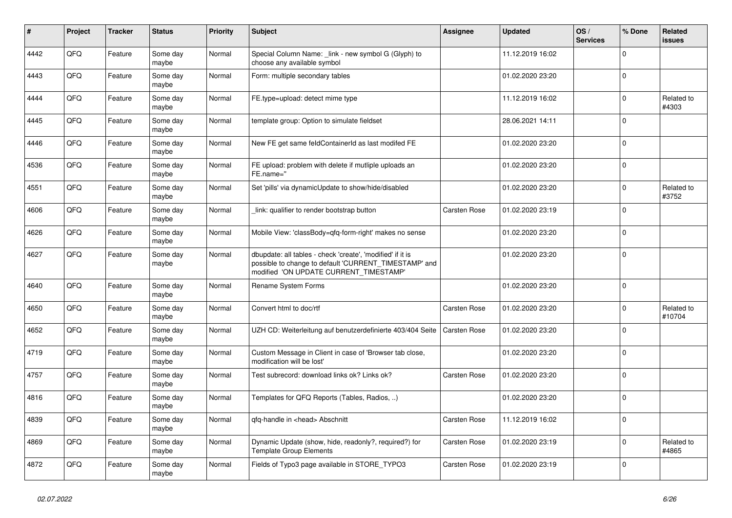| # | Project | Tracker | Status | Priority | Subject | Assignee | Updated | OS / Services | % Done | Related issues |
|---|---|---|---|---|---|---|---|---|---|---|
| 4442 | QFQ | Feature | Some day maybe | Normal | Special Column Name: _link - new symbol G (Glyph) to choose any available symbol | | 11.12.2019 16:02 | | 0 | |
| 4443 | QFQ | Feature | Some day maybe | Normal | Form: multiple secondary tables | | 01.02.2020 23:20 | | 0 | |
| 4444 | QFQ | Feature | Some day maybe | Normal | FE.type=upload: detect mime type | | 11.12.2019 16:02 | | 0 | Related to #4303 |
| 4445 | QFQ | Feature | Some day maybe | Normal | template group: Option to simulate fieldset | | 28.06.2021 14:11 | | 0 | |
| 4446 | QFQ | Feature | Some day maybe | Normal | New FE get same feldContainerId as last modifed FE | | 01.02.2020 23:20 | | 0 | |
| 4536 | QFQ | Feature | Some day maybe | Normal | FE upload: problem with delete if mutliple uploads an FE.name='' | | 01.02.2020 23:20 | | 0 | |
| 4551 | QFQ | Feature | Some day maybe | Normal | Set 'pills' via dynamicUpdate to show/hide/disabled | | 01.02.2020 23:20 | | 0 | Related to #3752 |
| 4606 | QFQ | Feature | Some day maybe | Normal | _link: qualifier to render bootstrap button | Carsten Rose | 01.02.2020 23:19 | | 0 | |
| 4626 | QFQ | Feature | Some day maybe | Normal | Mobile View: 'classBody=qfq-form-right' makes no sense | | 01.02.2020 23:20 | | 0 | |
| 4627 | QFQ | Feature | Some day maybe | Normal | dbupdate: all tables - check 'create', 'modified' if it is possible to change to default 'CURRENT_TIMESTAMP' and modified 'ON UPDATE CURRENT_TIMESTAMP' | | 01.02.2020 23:20 | | 0 | |
| 4640 | QFQ | Feature | Some day maybe | Normal | Rename System Forms | | 01.02.2020 23:20 | | 0 | |
| 4650 | QFQ | Feature | Some day maybe | Normal | Convert html to doc/rtf | Carsten Rose | 01.02.2020 23:20 | | 0 | Related to #10704 |
| 4652 | QFQ | Feature | Some day maybe | Normal | UZH CD: Weiterleitung auf benutzerdefinierte 403/404 Seite | Carsten Rose | 01.02.2020 23:20 | | 0 | |
| 4719 | QFQ | Feature | Some day maybe | Normal | Custom Message in Client in case of 'Browser tab close, modification will be lost' | | 01.02.2020 23:20 | | 0 | |
| 4757 | QFQ | Feature | Some day maybe | Normal | Test subrecord: download links ok? Links ok? | Carsten Rose | 01.02.2020 23:20 | | 0 | |
| 4816 | QFQ | Feature | Some day maybe | Normal | Templates for QFQ Reports (Tables, Radios, ..) | | 01.02.2020 23:20 | | 0 | |
| 4839 | QFQ | Feature | Some day maybe | Normal | qfq-handle in <head> Abschnitt | Carsten Rose | 11.12.2019 16:02 | | 0 | |
| 4869 | QFQ | Feature | Some day maybe | Normal | Dynamic Update (show, hide, readonly?, required?) for Template Group Elements | Carsten Rose | 01.02.2020 23:19 | | 0 | Related to #4865 |
| 4872 | QFQ | Feature | Some day maybe | Normal | Fields of Typo3 page available in STORE_TYPO3 | Carsten Rose | 01.02.2020 23:19 | | 0 | |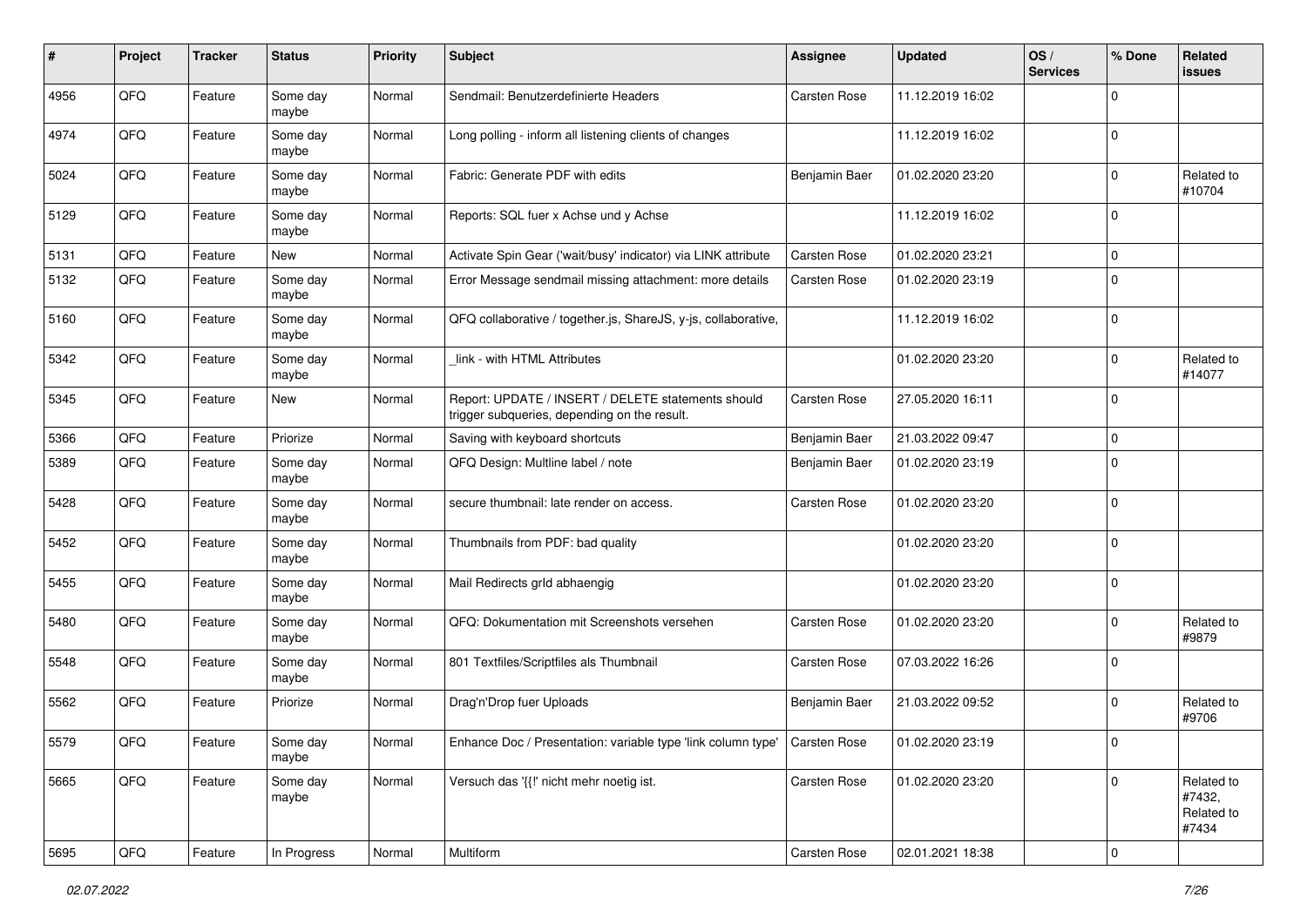| # | Project | Tracker | Status | Priority | Subject | Assignee | Updated | OS / Services | % Done | Related issues |
|---|---|---|---|---|---|---|---|---|---|---|
| 4956 | QFQ | Feature | Some day maybe | Normal | Sendmail: Benutzerdefinierte Headers | Carsten Rose | 11.12.2019 16:02 | | 0 | |
| 4974 | QFQ | Feature | Some day maybe | Normal | Long polling - inform all listening clients of changes | | 11.12.2019 16:02 | | 0 | |
| 5024 | QFQ | Feature | Some day maybe | Normal | Fabric: Generate PDF with edits | Benjamin Baer | 01.02.2020 23:20 | | 0 | Related to #10704 |
| 5129 | QFQ | Feature | Some day maybe | Normal | Reports: SQL fuer x Achse und y Achse | | 11.12.2019 16:02 | | 0 | |
| 5131 | QFQ | Feature | New | Normal | Activate Spin Gear ('wait/busy' indicator) via LINK attribute | Carsten Rose | 01.02.2020 23:21 | | 0 | |
| 5132 | QFQ | Feature | Some day maybe | Normal | Error Message sendmail missing attachment: more details | Carsten Rose | 01.02.2020 23:19 | | 0 | |
| 5160 | QFQ | Feature | Some day maybe | Normal | QFQ collaborative / together.js, ShareJS, y-js, collaborative, | | 11.12.2019 16:02 | | 0 | |
| 5342 | QFQ | Feature | Some day maybe | Normal | _link - with HTML Attributes | | 01.02.2020 23:20 | | 0 | Related to #14077 |
| 5345 | QFQ | Feature | New | Normal | Report: UPDATE / INSERT / DELETE statements should trigger subqueries, depending on the result. | Carsten Rose | 27.05.2020 16:11 | | 0 | |
| 5366 | QFQ | Feature | Priorize | Normal | Saving with keyboard shortcuts | Benjamin Baer | 21.03.2022 09:47 | | 0 | |
| 5389 | QFQ | Feature | Some day maybe | Normal | QFQ Design: Multline label / note | Benjamin Baer | 01.02.2020 23:19 | | 0 | |
| 5428 | QFQ | Feature | Some day maybe | Normal | secure thumbnail: late render on access. | Carsten Rose | 01.02.2020 23:20 | | 0 | |
| 5452 | QFQ | Feature | Some day maybe | Normal | Thumbnails from PDF: bad quality | | 01.02.2020 23:20 | | 0 | |
| 5455 | QFQ | Feature | Some day maybe | Normal | Mail Redirects grId abhaengig | | 01.02.2020 23:20 | | 0 | |
| 5480 | QFQ | Feature | Some day maybe | Normal | QFQ: Dokumentation mit Screenshots versehen | Carsten Rose | 01.02.2020 23:20 | | 0 | Related to #9879 |
| 5548 | QFQ | Feature | Some day maybe | Normal | 801 Textfiles/Scriptfiles als Thumbnail | Carsten Rose | 07.03.2022 16:26 | | 0 | |
| 5562 | QFQ | Feature | Priorize | Normal | Drag'n'Drop fuer Uploads | Benjamin Baer | 21.03.2022 09:52 | | 0 | Related to #9706 |
| 5579 | QFQ | Feature | Some day maybe | Normal | Enhance Doc / Presentation: variable type 'link column type' | Carsten Rose | 01.02.2020 23:19 | | 0 | |
| 5665 | QFQ | Feature | Some day maybe | Normal | Versuch das '{{!' nicht mehr noetig ist. | Carsten Rose | 01.02.2020 23:20 | | 0 | Related to #7432, Related to #7434 |
| 5695 | QFQ | Feature | In Progress | Normal | Multiform | Carsten Rose | 02.01.2021 18:38 | | 0 | |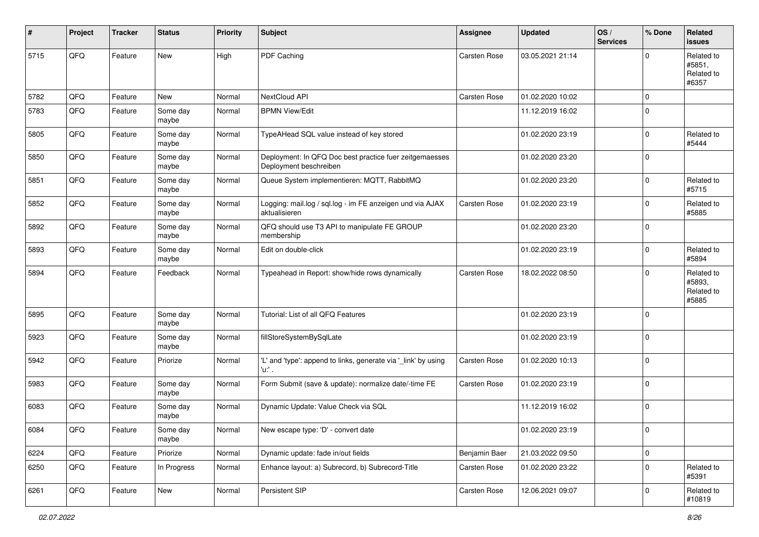| # | Project | Tracker | Status | Priority | Subject | Assignee | Updated | OS / Services | % Done | Related issues |
|---|---|---|---|---|---|---|---|---|---|---|
| 5715 | QFQ | Feature | New | High | PDF Caching | Carsten Rose | 03.05.2021 21:14 | | 0 | Related to #5851, Related to #6357 |
| 5782 | QFQ | Feature | New | Normal | NextCloud API | Carsten Rose | 01.02.2020 10:02 | | 0 | |
| 5783 | QFQ | Feature | Some day maybe | Normal | BPMN View/Edit | | 11.12.2019 16:02 | | 0 | |
| 5805 | QFQ | Feature | Some day maybe | Normal | TypeAHead SQL value instead of key stored | | 01.02.2020 23:19 | | 0 | Related to #5444 |
| 5850 | QFQ | Feature | Some day maybe | Normal | Deployment: In QFQ Doc best practice fuer zeitgemaesses Deployment beschreiben | | 01.02.2020 23:20 | | 0 | |
| 5851 | QFQ | Feature | Some day maybe | Normal | Queue System implementieren: MQTT, RabbitMQ | | 01.02.2020 23:20 | | 0 | Related to #5715 |
| 5852 | QFQ | Feature | Some day maybe | Normal | Logging: mail.log / sql.log - im FE anzeigen und via AJAX aktualisieren | Carsten Rose | 01.02.2020 23:19 | | 0 | Related to #5885 |
| 5892 | QFQ | Feature | Some day maybe | Normal | QFQ should use T3 API to manipulate FE GROUP membership | | 01.02.2020 23:20 | | 0 | |
| 5893 | QFQ | Feature | Some day maybe | Normal | Edit on double-click | | 01.02.2020 23:19 | | 0 | Related to #5894 |
| 5894 | QFQ | Feature | Feedback | Normal | Typeahead in Report: show/hide rows dynamically | Carsten Rose | 18.02.2022 08:50 | | 0 | Related to #5893, Related to #5885 |
| 5895 | QFQ | Feature | Some day maybe | Normal | Tutorial: List of all QFQ Features | | 01.02.2020 23:19 | | 0 | |
| 5923 | QFQ | Feature | Some day maybe | Normal | fillStoreSystemBySqlLate | | 01.02.2020 23:19 | | 0 | |
| 5942 | QFQ | Feature | Priorize | Normal | 'L' and 'type': append to links, generate via '_link' by using 'u:' . | Carsten Rose | 01.02.2020 10:13 | | 0 | |
| 5983 | QFQ | Feature | Some day maybe | Normal | Form Submit (save & update): normalize date/-time FE | Carsten Rose | 01.02.2020 23:19 | | 0 | |
| 6083 | QFQ | Feature | Some day maybe | Normal | Dynamic Update: Value Check via SQL | | 11.12.2019 16:02 | | 0 | |
| 6084 | QFQ | Feature | Some day maybe | Normal | New escape type: 'D' - convert date | | 01.02.2020 23:19 | | 0 | |
| 6224 | QFQ | Feature | Priorize | Normal | Dynamic update: fade in/out fields | Benjamin Baer | 21.03.2022 09:50 | | 0 | |
| 6250 | QFQ | Feature | In Progress | Normal | Enhance layout: a) Subrecord, b) Subrecord-Title | Carsten Rose | 01.02.2020 23:22 | | 0 | Related to #5391 |
| 6261 | QFQ | Feature | New | Normal | Persistent SIP | Carsten Rose | 12.06.2021 09:07 | | 0 | Related to #10819 |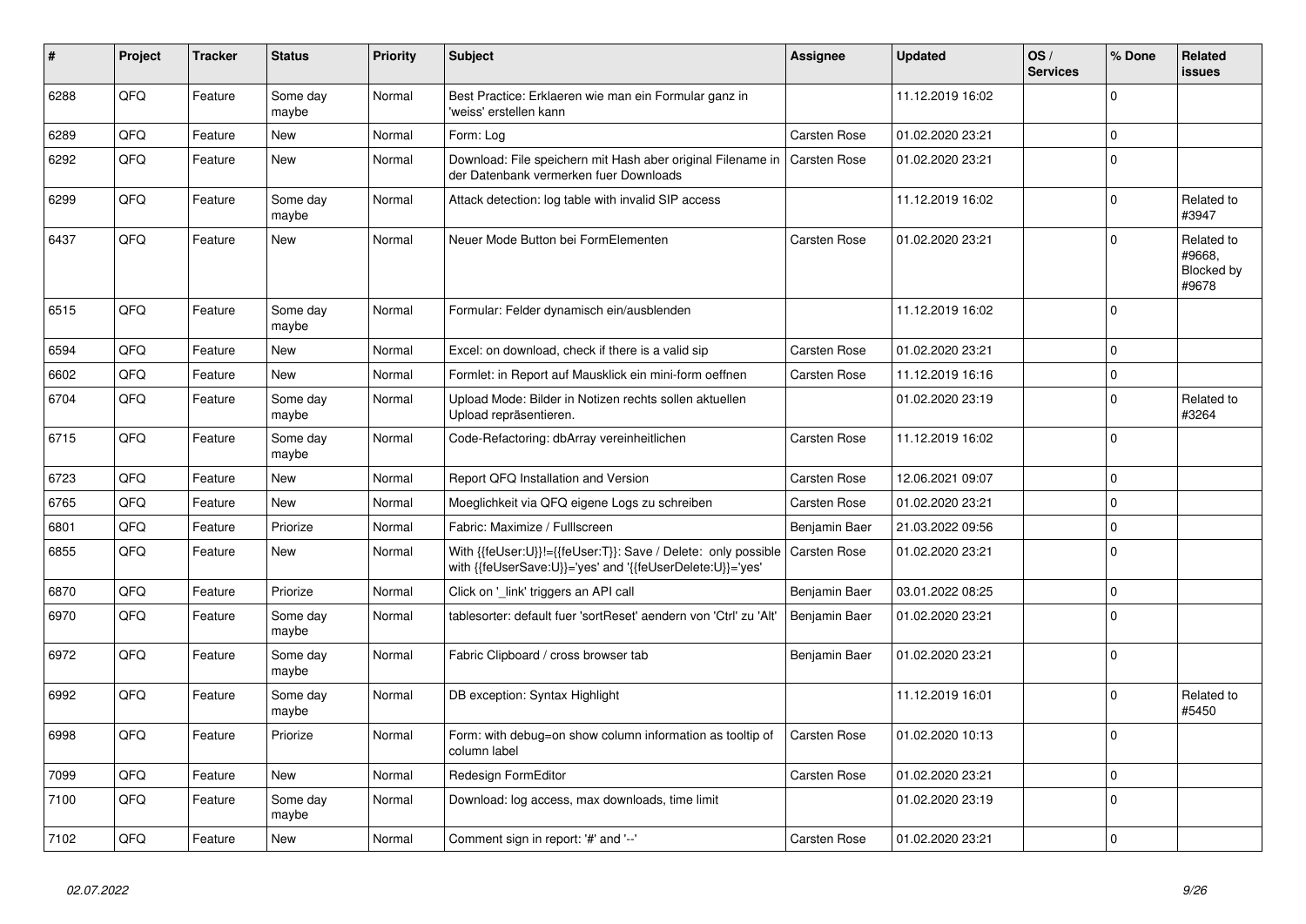| # | Project | Tracker | Status | Priority | Subject | Assignee | Updated | OS / Services | % Done | Related issues |
|---|---|---|---|---|---|---|---|---|---|---|
| 6288 | QFQ | Feature | Some day maybe | Normal | Best Practice: Erklaeren wie man ein Formular ganz in 'weiss' erstellen kann | | 11.12.2019 16:02 | | 0 | |
| 6289 | QFQ | Feature | New | Normal | Form: Log | Carsten Rose | 01.02.2020 23:21 | | 0 | |
| 6292 | QFQ | Feature | New | Normal | Download: File speichern mit Hash aber original Filename in der Datenbank vermerken fuer Downloads | Carsten Rose | 01.02.2020 23:21 | | 0 | |
| 6299 | QFQ | Feature | Some day maybe | Normal | Attack detection: log table with invalid SIP access | | 11.12.2019 16:02 | | 0 | Related to #3947 |
| 6437 | QFQ | Feature | New | Normal | Neuer Mode Button bei FormElementen | Carsten Rose | 01.02.2020 23:21 | | 0 | Related to #9668, Blocked by #9678 |
| 6515 | QFQ | Feature | Some day maybe | Normal | Formular: Felder dynamisch ein/ausblenden | | 11.12.2019 16:02 | | 0 | |
| 6594 | QFQ | Feature | New | Normal | Excel: on download, check if there is a valid sip | Carsten Rose | 01.02.2020 23:21 | | 0 | |
| 6602 | QFQ | Feature | New | Normal | Formlet: in Report auf Mausklick ein mini-form oeffnen | Carsten Rose | 11.12.2019 16:16 | | 0 | |
| 6704 | QFQ | Feature | Some day maybe | Normal | Upload Mode: Bilder in Notizen rechts sollen aktuellen Upload repräsentieren. | | 01.02.2020 23:19 | | 0 | Related to #3264 |
| 6715 | QFQ | Feature | Some day maybe | Normal | Code-Refactoring: dbArray vereinheitlichen | Carsten Rose | 11.12.2019 16:02 | | 0 | |
| 6723 | QFQ | Feature | New | Normal | Report QFQ Installation and Version | Carsten Rose | 12.06.2021 09:07 | | 0 | |
| 6765 | QFQ | Feature | New | Normal | Moeglichkeit via QFQ eigene Logs zu schreiben | Carsten Rose | 01.02.2020 23:21 | | 0 | |
| 6801 | QFQ | Feature | Priorize | Normal | Fabric: Maximize / Fulllscreen | Benjamin Baer | 21.03.2022 09:56 | | 0 | |
| 6855 | QFQ | Feature | New | Normal | With {{feUser:U}}!={{feUser:T}}: Save / Delete: only possible with {{feUserSave:U}}='yes' and '{{feUserDelete:U}}='yes' | Carsten Rose | 01.02.2020 23:21 | | 0 | |
| 6870 | QFQ | Feature | Priorize | Normal | Click on '_link' triggers an API call | Benjamin Baer | 03.01.2022 08:25 | | 0 | |
| 6970 | QFQ | Feature | Some day maybe | Normal | tablesorter: default fuer 'sortReset' aendern von 'Ctrl' zu 'Alt' | Benjamin Baer | 01.02.2020 23:21 | | 0 | |
| 6972 | QFQ | Feature | Some day maybe | Normal | Fabric Clipboard / cross browser tab | Benjamin Baer | 01.02.2020 23:21 | | 0 | |
| 6992 | QFQ | Feature | Some day maybe | Normal | DB exception: Syntax Highlight | | 11.12.2019 16:01 | | 0 | Related to #5450 |
| 6998 | QFQ | Feature | Priorize | Normal | Form: with debug=on show column information as tooltip of column label | Carsten Rose | 01.02.2020 10:13 | | 0 | |
| 7099 | QFQ | Feature | New | Normal | Redesign FormEditor | Carsten Rose | 01.02.2020 23:21 | | 0 | |
| 7100 | QFQ | Feature | Some day maybe | Normal | Download: log access, max downloads, time limit | | 01.02.2020 23:19 | | 0 | |
| 7102 | QFQ | Feature | New | Normal | Comment sign in report: '#' and '--' | Carsten Rose | 01.02.2020 23:21 | | 0 | |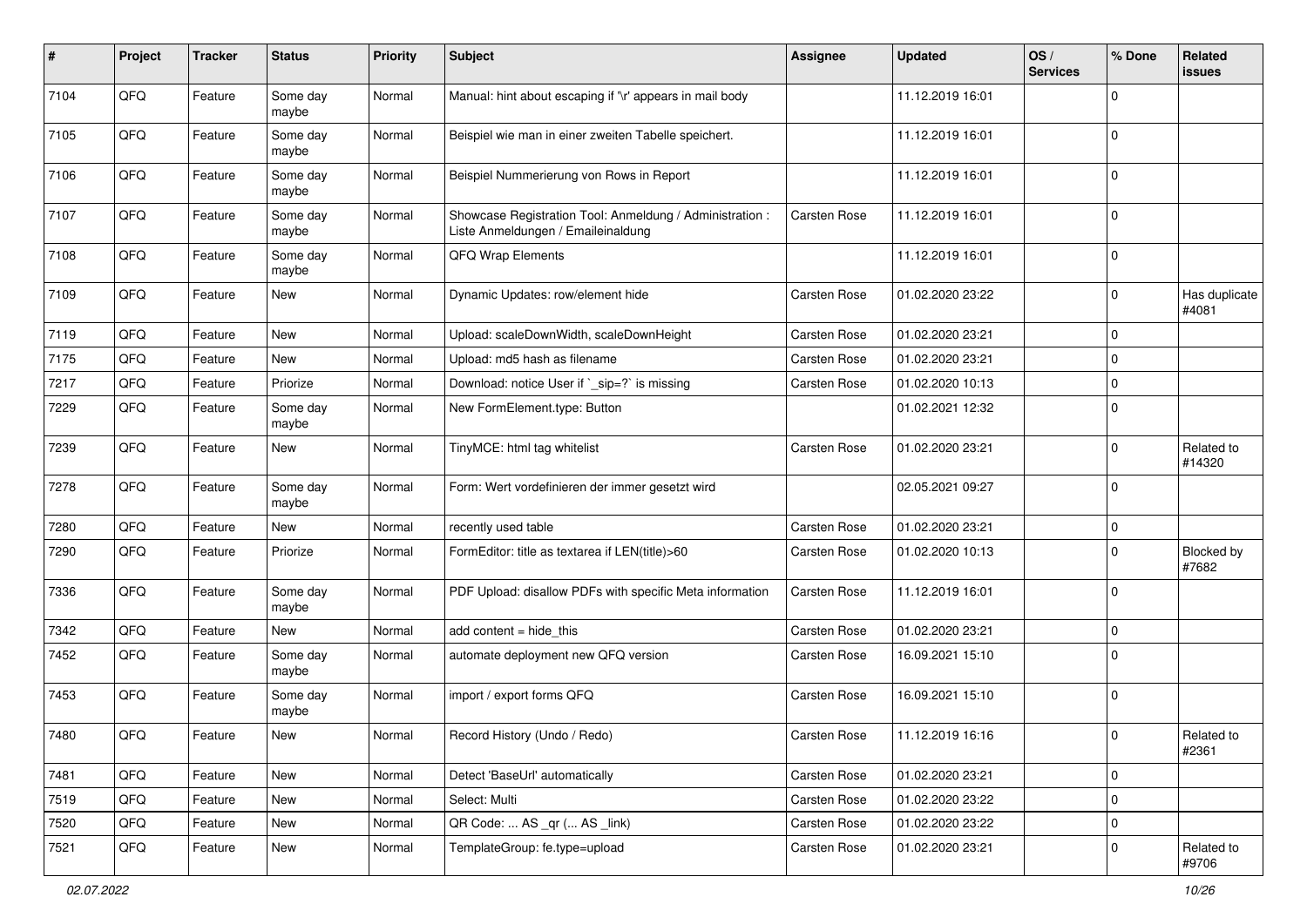| # | Project | Tracker | Status | Priority | Subject | Assignee | Updated | OS / Services | % Done | Related issues |
|---|---|---|---|---|---|---|---|---|---|---|
| 7104 | QFQ | Feature | Some day maybe | Normal | Manual: hint about escaping if '\r' appears in mail body | | 11.12.2019 16:01 | | 0 | |
| 7105 | QFQ | Feature | Some day maybe | Normal | Beispiel wie man in einer zweiten Tabelle speichert. | | 11.12.2019 16:01 | | 0 | |
| 7106 | QFQ | Feature | Some day maybe | Normal | Beispiel Nummerierung von Rows in Report | | 11.12.2019 16:01 | | 0 | |
| 7107 | QFQ | Feature | Some day maybe | Normal | Showcase Registration Tool: Anmeldung / Administration : Liste Anmeldungen / Emaileinaldung | Carsten Rose | 11.12.2019 16:01 | | 0 | |
| 7108 | QFQ | Feature | Some day maybe | Normal | QFQ Wrap Elements | | 11.12.2019 16:01 | | 0 | |
| 7109 | QFQ | Feature | New | Normal | Dynamic Updates: row/element hide | Carsten Rose | 01.02.2020 23:22 | | 0 | Has duplicate #4081 |
| 7119 | QFQ | Feature | New | Normal | Upload: scaleDownWidth, scaleDownHeight | Carsten Rose | 01.02.2020 23:21 | | 0 | |
| 7175 | QFQ | Feature | New | Normal | Upload: md5 hash as filename | Carsten Rose | 01.02.2020 23:21 | | 0 | |
| 7217 | QFQ | Feature | Priorize | Normal | Download: notice User if `_sip=?` is missing | Carsten Rose | 01.02.2020 10:13 | | 0 | |
| 7229 | QFQ | Feature | Some day maybe | Normal | New FormElement.type: Button | | 01.02.2021 12:32 | | 0 | |
| 7239 | QFQ | Feature | New | Normal | TinyMCE: html tag whitelist | Carsten Rose | 01.02.2020 23:21 | | 0 | Related to #14320 |
| 7278 | QFQ | Feature | Some day maybe | Normal | Form: Wert vordefinieren der immer gesetzt wird | | 02.05.2021 09:27 | | 0 | |
| 7280 | QFQ | Feature | New | Normal | recently used table | Carsten Rose | 01.02.2020 23:21 | | 0 | |
| 7290 | QFQ | Feature | Priorize | Normal | FormEditor: title as textarea if LEN(title)>60 | Carsten Rose | 01.02.2020 10:13 | | 0 | Blocked by #7682 |
| 7336 | QFQ | Feature | Some day maybe | Normal | PDF Upload: disallow PDFs with specific Meta information | Carsten Rose | 11.12.2019 16:01 | | 0 | |
| 7342 | QFQ | Feature | New | Normal | add content = hide_this | Carsten Rose | 01.02.2020 23:21 | | 0 | |
| 7452 | QFQ | Feature | Some day maybe | Normal | automate deployment new QFQ version | Carsten Rose | 16.09.2021 15:10 | | 0 | |
| 7453 | QFQ | Feature | Some day maybe | Normal | import / export forms QFQ | Carsten Rose | 16.09.2021 15:10 | | 0 | |
| 7480 | QFQ | Feature | New | Normal | Record History (Undo / Redo) | Carsten Rose | 11.12.2019 16:16 | | 0 | Related to #2361 |
| 7481 | QFQ | Feature | New | Normal | Detect 'BaseUrl' automatically | Carsten Rose | 01.02.2020 23:21 | | 0 | |
| 7519 | QFQ | Feature | New | Normal | Select: Multi | Carsten Rose | 01.02.2020 23:22 | | 0 | |
| 7520 | QFQ | Feature | New | Normal | QR Code: ... AS _qr ( ... AS _link) | Carsten Rose | 01.02.2020 23:22 | | 0 | |
| 7521 | QFQ | Feature | New | Normal | TemplateGroup: fe.type=upload | Carsten Rose | 01.02.2020 23:21 | | 0 | Related to #9706 |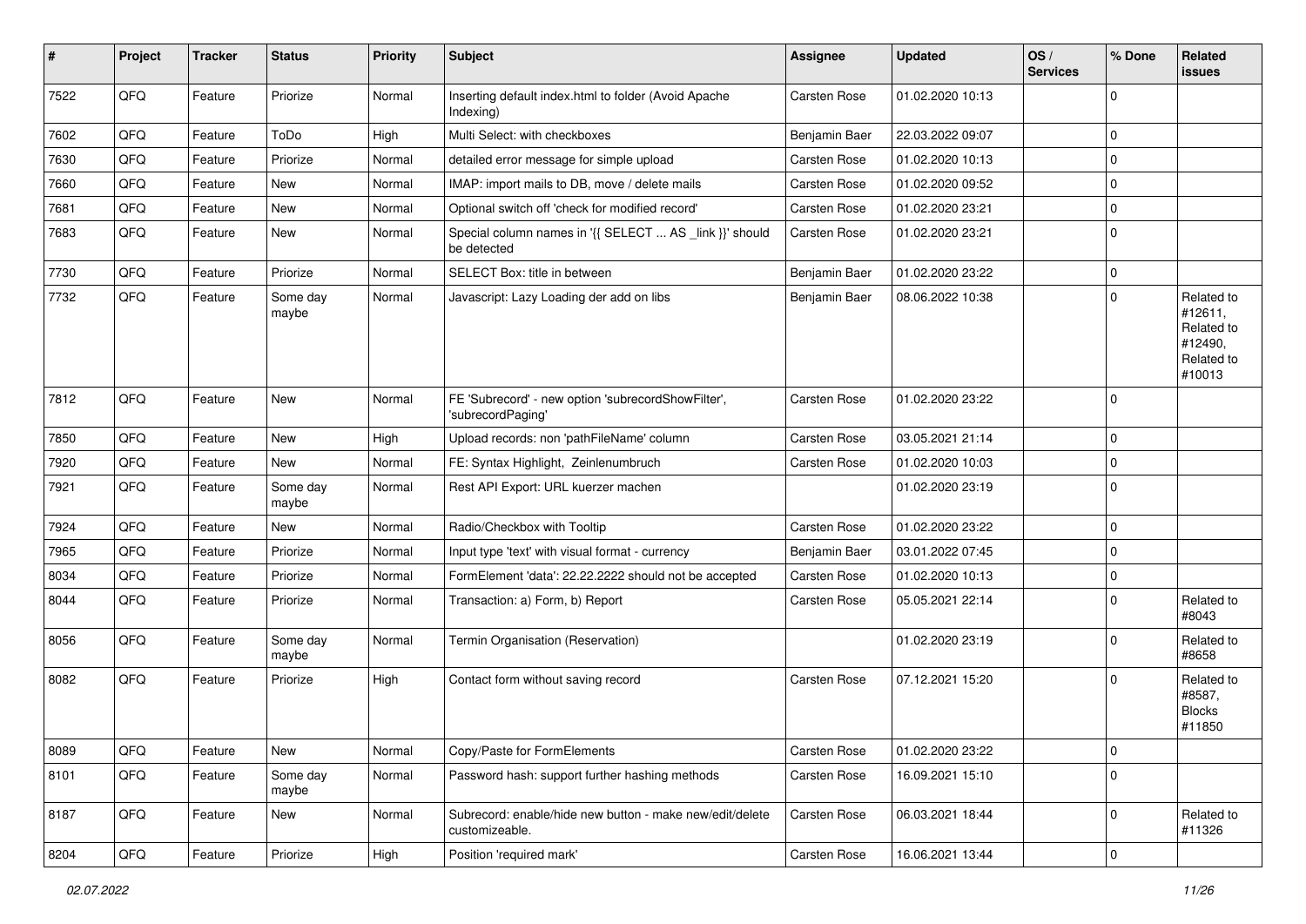| # | Project | Tracker | Status | Priority | Subject | Assignee | Updated | OS / Services | % Done | Related issues |
|---|---|---|---|---|---|---|---|---|---|---|
| 7522 | QFQ | Feature | Priorize | Normal | Inserting default index.html to folder (Avoid Apache Indexing) | Carsten Rose | 01.02.2020 10:13 | | 0 | |
| 7602 | QFQ | Feature | ToDo | High | Multi Select: with checkboxes | Benjamin Baer | 22.03.2022 09:07 | | 0 | |
| 7630 | QFQ | Feature | Priorize | Normal | detailed error message for simple upload | Carsten Rose | 01.02.2020 10:13 | | 0 | |
| 7660 | QFQ | Feature | New | Normal | IMAP: import mails to DB, move / delete mails | Carsten Rose | 01.02.2020 09:52 | | 0 | |
| 7681 | QFQ | Feature | New | Normal | Optional switch off 'check for modified record' | Carsten Rose | 01.02.2020 23:21 | | 0 | |
| 7683 | QFQ | Feature | New | Normal | Special column names in '{{ SELECT ... AS _link }}' should be detected | Carsten Rose | 01.02.2020 23:21 | | 0 | |
| 7730 | QFQ | Feature | Priorize | Normal | SELECT Box: title in between | Benjamin Baer | 01.02.2020 23:22 | | 0 | |
| 7732 | QFQ | Feature | Some day maybe | Normal | Javascript: Lazy Loading der add on libs | Benjamin Baer | 08.06.2022 10:38 | | 0 | Related to #12611, Related to #12490, Related to #10013 |
| 7812 | QFQ | Feature | New | Normal | FE 'Subrecord' - new option 'subrecordShowFilter', 'subrecordPaging' | Carsten Rose | 01.02.2020 23:22 | | 0 | |
| 7850 | QFQ | Feature | New | High | Upload records: non 'pathFileName' column | Carsten Rose | 03.05.2021 21:14 | | 0 | |
| 7920 | QFQ | Feature | New | Normal | FE: Syntax Highlight, Zeinlenumbruch | Carsten Rose | 01.02.2020 10:03 | | 0 | |
| 7921 | QFQ | Feature | Some day maybe | Normal | Rest API Export: URL kuerzer machen | | 01.02.2020 23:19 | | 0 | |
| 7924 | QFQ | Feature | New | Normal | Radio/Checkbox with Tooltip | Carsten Rose | 01.02.2020 23:22 | | 0 | |
| 7965 | QFQ | Feature | Priorize | Normal | Input type 'text' with visual format - currency | Benjamin Baer | 03.01.2022 07:45 | | 0 | |
| 8034 | QFQ | Feature | Priorize | Normal | FormElement 'data': 22.22.2222 should not be accepted | Carsten Rose | 01.02.2020 10:13 | | 0 | |
| 8044 | QFQ | Feature | Priorize | Normal | Transaction: a) Form, b) Report | Carsten Rose | 05.05.2021 22:14 | | 0 | Related to #8043 |
| 8056 | QFQ | Feature | Some day maybe | Normal | Termin Organisation (Reservation) | | 01.02.2020 23:19 | | 0 | Related to #8658 |
| 8082 | QFQ | Feature | Priorize | High | Contact form without saving record | Carsten Rose | 07.12.2021 15:20 | | 0 | Related to #8587, Blocks #11850 |
| 8089 | QFQ | Feature | New | Normal | Copy/Paste for FormElements | Carsten Rose | 01.02.2020 23:22 | | 0 | |
| 8101 | QFQ | Feature | Some day maybe | Normal | Password hash: support further hashing methods | Carsten Rose | 16.09.2021 15:10 | | 0 | |
| 8187 | QFQ | Feature | New | Normal | Subrecord: enable/hide new button - make new/edit/delete customizeable. | Carsten Rose | 06.03.2021 18:44 | | 0 | Related to #11326 |
| 8204 | QFQ | Feature | Priorize | High | Position 'required mark' | Carsten Rose | 16.06.2021 13:44 | | 0 | |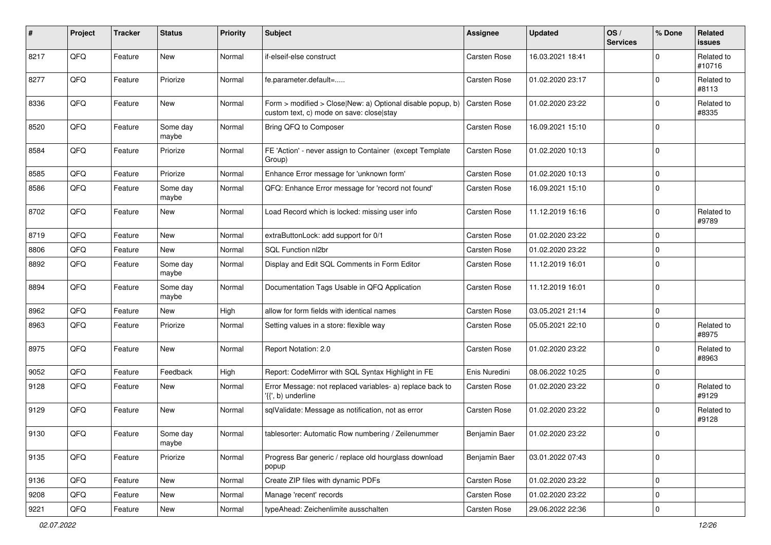| # | Project | Tracker | Status | Priority | Subject | Assignee | Updated | OS / Services | % Done | Related issues |
|---|---|---|---|---|---|---|---|---|---|---|
| 8217 | QFQ | Feature | New | Normal | if-elseif-else construct | Carsten Rose | 16.03.2021 18:41 | | 0 | Related to #10716 |
| 8277 | QFQ | Feature | Priorize | Normal | fe.parameter.default=..... | Carsten Rose | 01.02.2020 23:17 | | 0 | Related to #8113 |
| 8336 | QFQ | Feature | New | Normal | Form > modified > Close\|New: a) Optional disable popup, b) custom text, c) mode on save: close\|stay | Carsten Rose | 01.02.2020 23:22 | | 0 | Related to #8335 |
| 8520 | QFQ | Feature | Some day maybe | Normal | Bring QFQ to Composer | Carsten Rose | 16.09.2021 15:10 | | 0 | |
| 8584 | QFQ | Feature | Priorize | Normal | FE 'Action' - never assign to Container (except Template Group) | Carsten Rose | 01.02.2020 10:13 | | 0 | |
| 8585 | QFQ | Feature | Priorize | Normal | Enhance Error message for 'unknown form' | Carsten Rose | 01.02.2020 10:13 | | 0 | |
| 8586 | QFQ | Feature | Some day maybe | Normal | QFQ: Enhance Error message for 'record not found' | Carsten Rose | 16.09.2021 15:10 | | 0 | |
| 8702 | QFQ | Feature | New | Normal | Load Record which is locked: missing user info | Carsten Rose | 11.12.2019 16:16 | | 0 | Related to #9789 |
| 8719 | QFQ | Feature | New | Normal | extraButtonLock: add support for 0/1 | Carsten Rose | 01.02.2020 23:22 | | 0 | |
| 8806 | QFQ | Feature | New | Normal | SQL Function nl2br | Carsten Rose | 01.02.2020 23:22 | | 0 | |
| 8892 | QFQ | Feature | Some day maybe | Normal | Display and Edit SQL Comments in Form Editor | Carsten Rose | 11.12.2019 16:01 | | 0 | |
| 8894 | QFQ | Feature | Some day maybe | Normal | Documentation Tags Usable in QFQ Application | Carsten Rose | 11.12.2019 16:01 | | 0 | |
| 8962 | QFQ | Feature | New | High | allow for form fields with identical names | Carsten Rose | 03.05.2021 21:14 | | 0 | |
| 8963 | QFQ | Feature | Priorize | Normal | Setting values in a store: flexible way | Carsten Rose | 05.05.2021 22:10 | | 0 | Related to #8975 |
| 8975 | QFQ | Feature | New | Normal | Report Notation: 2.0 | Carsten Rose | 01.02.2020 23:22 | | 0 | Related to #8963 |
| 9052 | QFQ | Feature | Feedback | High | Report: CodeMirror with SQL Syntax Highlight in FE | Enis Nuredini | 08.06.2022 10:25 | | 0 | |
| 9128 | QFQ | Feature | New | Normal | Error Message: not replaced variables- a) replace back to '{{', b) underline | Carsten Rose | 01.02.2020 23:22 | | 0 | Related to #9129 |
| 9129 | QFQ | Feature | New | Normal | sqlValidate: Message as notification, not as error | Carsten Rose | 01.02.2020 23:22 | | 0 | Related to #9128 |
| 9130 | QFQ | Feature | Some day maybe | Normal | tablesorter: Automatic Row numbering / Zeilenummer | Benjamin Baer | 01.02.2020 23:22 | | 0 | |
| 9135 | QFQ | Feature | Priorize | Normal | Progress Bar generic / replace old hourglass download popup | Benjamin Baer | 03.01.2022 07:43 | | 0 | |
| 9136 | QFQ | Feature | New | Normal | Create ZIP files with dynamic PDFs | Carsten Rose | 01.02.2020 23:22 | | 0 | |
| 9208 | QFQ | Feature | New | Normal | Manage 'recent' records | Carsten Rose | 01.02.2020 23:22 | | 0 | |
| 9221 | QFQ | Feature | New | Normal | typeAhead: Zeichenlimite ausschalten | Carsten Rose | 29.06.2022 22:36 | | 0 | |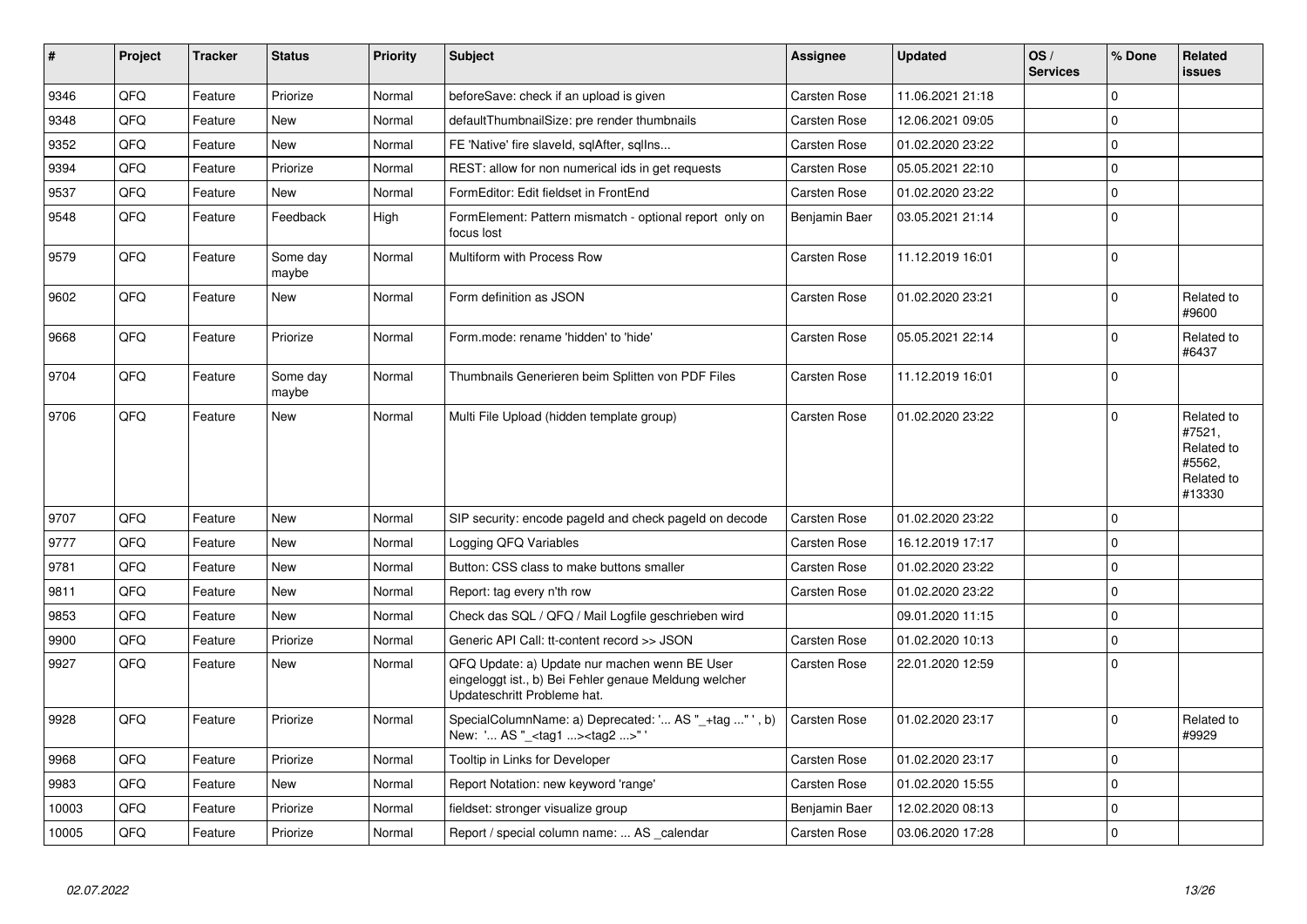| # | Project | Tracker | Status | Priority | Subject | Assignee | Updated | OS / Services | % Done | Related issues |
|---|---|---|---|---|---|---|---|---|---|---|
| 9346 | QFQ | Feature | Priorize | Normal | beforeSave: check if an upload is given | Carsten Rose | 11.06.2021 21:18 | | 0 | |
| 9348 | QFQ | Feature | New | Normal | defaultThumbnailSize: pre render thumbnails | Carsten Rose | 12.06.2021 09:05 | | 0 | |
| 9352 | QFQ | Feature | New | Normal | FE 'Native' fire slaveId, sqlAfter, sqlIns... | Carsten Rose | 01.02.2020 23:22 | | 0 | |
| 9394 | QFQ | Feature | Priorize | Normal | REST: allow for non numerical ids in get requests | Carsten Rose | 05.05.2021 22:10 | | 0 | |
| 9537 | QFQ | Feature | New | Normal | FormEditor: Edit fieldset in FrontEnd | Carsten Rose | 01.02.2020 23:22 | | 0 | |
| 9548 | QFQ | Feature | Feedback | High | FormElement: Pattern mismatch - optional report only on focus lost | Benjamin Baer | 03.05.2021 21:14 | | 0 | |
| 9579 | QFQ | Feature | Some day maybe | Normal | Multiform with Process Row | Carsten Rose | 11.12.2019 16:01 | | 0 | |
| 9602 | QFQ | Feature | New | Normal | Form definition as JSON | Carsten Rose | 01.02.2020 23:21 | | 0 | Related to #9600 |
| 9668 | QFQ | Feature | Priorize | Normal | Form.mode: rename 'hidden' to 'hide' | Carsten Rose | 05.05.2021 22:14 | | 0 | Related to #6437 |
| 9704 | QFQ | Feature | Some day maybe | Normal | Thumbnails Generieren beim Splitten von PDF Files | Carsten Rose | 11.12.2019 16:01 | | 0 | |
| 9706 | QFQ | Feature | New | Normal | Multi File Upload (hidden template group) | Carsten Rose | 01.02.2020 23:22 | | 0 | Related to #7521, Related to #5562, Related to #13330 |
| 9707 | QFQ | Feature | New | Normal | SIP security: encode pageId and check pageId on decode | Carsten Rose | 01.02.2020 23:22 | | 0 | |
| 9777 | QFQ | Feature | New | Normal | Logging QFQ Variables | Carsten Rose | 16.12.2019 17:17 | | 0 | |
| 9781 | QFQ | Feature | New | Normal | Button: CSS class to make buttons smaller | Carsten Rose | 01.02.2020 23:22 | | 0 | |
| 9811 | QFQ | Feature | New | Normal | Report: tag every n'th row | Carsten Rose | 01.02.2020 23:22 | | 0 | |
| 9853 | QFQ | Feature | New | Normal | Check das SQL / QFQ / Mail Logfile geschrieben wird | | 09.01.2020 11:15 | | 0 | |
| 9900 | QFQ | Feature | Priorize | Normal | Generic API Call: tt-content record >> JSON | Carsten Rose | 01.02.2020 10:13 | | 0 | |
| 9927 | QFQ | Feature | New | Normal | QFQ Update: a) Update nur machen wenn BE User eingeloggt ist., b) Bei Fehler genaue Meldung welcher Updateschritt Probleme hat. | Carsten Rose | 22.01.2020 12:59 | | 0 | |
| 9928 | QFQ | Feature | Priorize | Normal | SpecialColumnName: a) Deprecated: '... AS "_+tag ..." ', b) New: '... AS "_<tag1 ...><tag2 ...>" ' | Carsten Rose | 01.02.2020 23:17 | | 0 | Related to #9929 |
| 9968 | QFQ | Feature | Priorize | Normal | Tooltip in Links for Developer | Carsten Rose | 01.02.2020 23:17 | | 0 | |
| 9983 | QFQ | Feature | New | Normal | Report Notation: new keyword 'range' | Carsten Rose | 01.02.2020 15:55 | | 0 | |
| 10003 | QFQ | Feature | Priorize | Normal | fieldset: stronger visualize group | Benjamin Baer | 12.02.2020 08:13 | | 0 | |
| 10005 | QFQ | Feature | Priorize | Normal | Report / special column name: ... AS _calendar | Carsten Rose | 03.06.2020 17:28 | | 0 | |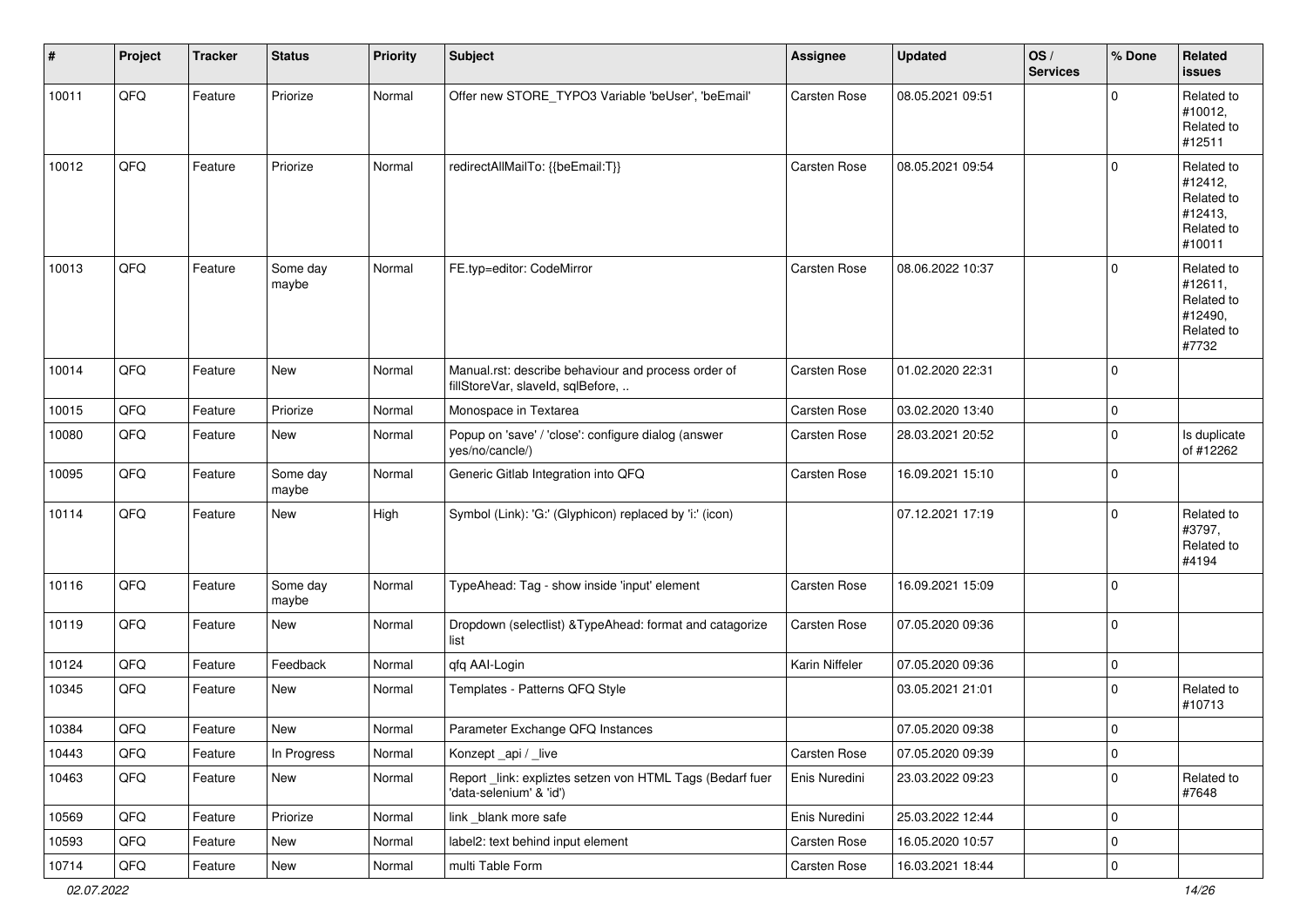| # | Project | Tracker | Status | Priority | Subject | Assignee | Updated | OS / Services | % Done | Related issues |
|---|---|---|---|---|---|---|---|---|---|---|
| 10011 | QFQ | Feature | Priorize | Normal | Offer new STORE_TYPO3 Variable 'beUser', 'beEmail' | Carsten Rose | 08.05.2021 09:51 | | 0 | Related to #10012, Related to #12511 |
| 10012 | QFQ | Feature | Priorize | Normal | redirectAllMailTo: {{beEmail:T}} | Carsten Rose | 08.05.2021 09:54 | | 0 | Related to #12412, Related to #12413, Related to #10011 |
| 10013 | QFQ | Feature | Some day maybe | Normal | FE.typ=editor: CodeMirror | Carsten Rose | 08.06.2022 10:37 | | 0 | Related to #12611, Related to #12490, Related to #7732 |
| 10014 | QFQ | Feature | New | Normal | Manual.rst: describe behaviour and process order of fillStoreVar, slaveId, sqlBefore, .. | Carsten Rose | 01.02.2020 22:31 | | 0 | |
| 10015 | QFQ | Feature | Priorize | Normal | Monospace in Textarea | Carsten Rose | 03.02.2020 13:40 | | 0 | |
| 10080 | QFQ | Feature | New | Normal | Popup on 'save' / 'close': configure dialog (answer yes/no/cancle/) | Carsten Rose | 28.03.2021 20:52 | | 0 | Is duplicate of #12262 |
| 10095 | QFQ | Feature | Some day maybe | Normal | Generic Gitlab Integration into QFQ | Carsten Rose | 16.09.2021 15:10 | | 0 | |
| 10114 | QFQ | Feature | New | High | Symbol (Link): 'G:' (Glyphicon) replaced by 'i:' (icon) | | 07.12.2021 17:19 | | 0 | Related to #3797, Related to #4194 |
| 10116 | QFQ | Feature | Some day maybe | Normal | TypeAhead: Tag - show inside 'input' element | Carsten Rose | 16.09.2021 15:09 | | 0 | |
| 10119 | QFQ | Feature | New | Normal | Dropdown (selectlist) &TypeAhead: format and catagorize list | Carsten Rose | 07.05.2020 09:36 | | 0 | |
| 10124 | QFQ | Feature | Feedback | Normal | qfq AAI-Login | Karin Niffeler | 07.05.2020 09:36 | | 0 | |
| 10345 | QFQ | Feature | New | Normal | Templates - Patterns QFQ Style | | 03.05.2021 21:01 | | 0 | Related to #10713 |
| 10384 | QFQ | Feature | New | Normal | Parameter Exchange QFQ Instances | | 07.05.2020 09:38 | | 0 | |
| 10443 | QFQ | Feature | In Progress | Normal | Konzept _api / _live | Carsten Rose | 07.05.2020 09:39 | | 0 | |
| 10463 | QFQ | Feature | New | Normal | Report _link: expliztes setzen von HTML Tags (Bedarf fuer 'data-selenium' & 'id') | Enis Nuredini | 23.03.2022 09:23 | | 0 | Related to #7648 |
| 10569 | QFQ | Feature | Priorize | Normal | link _blank more safe | Enis Nuredini | 25.03.2022 12:44 | | 0 | |
| 10593 | QFQ | Feature | New | Normal | label2: text behind input element | Carsten Rose | 16.05.2020 10:57 | | 0 | |
| 10714 | QFQ | Feature | New | Normal | multi Table Form | Carsten Rose | 16.03.2021 18:44 | | 0 | |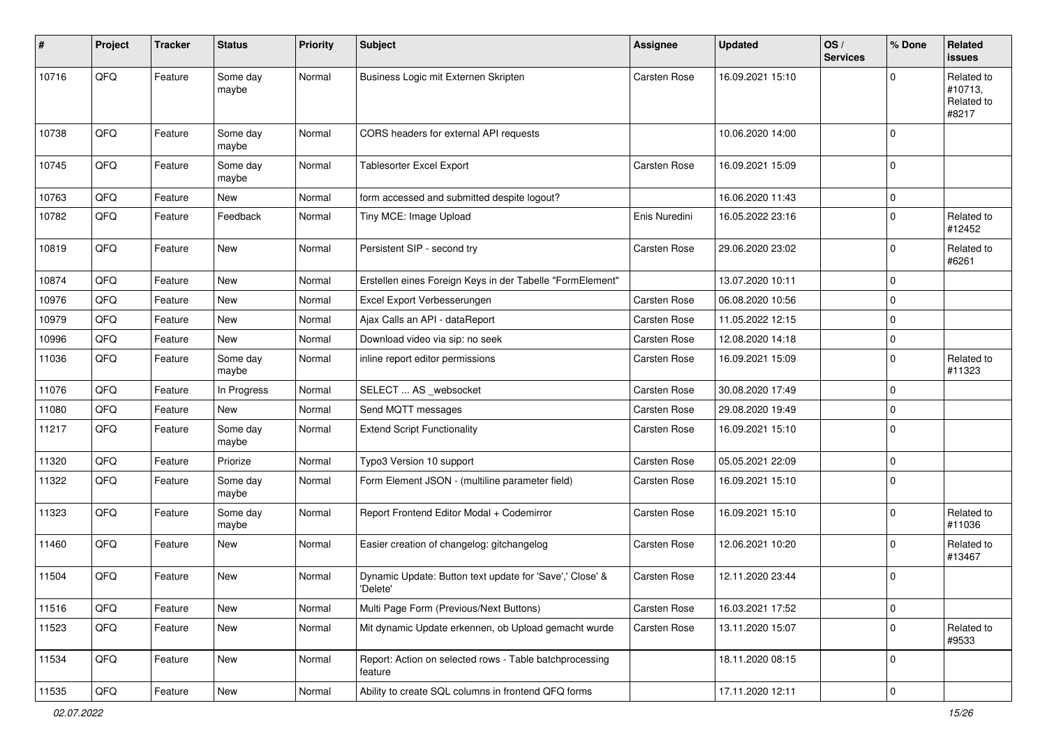| # | Project | Tracker | Status | Priority | Subject | Assignee | Updated | OS / Services | % Done | Related issues |
|---|---|---|---|---|---|---|---|---|---|---|
| 10716 | QFQ | Feature | Some day maybe | Normal | Business Logic mit Externen Skripten | Carsten Rose | 16.09.2021 15:10 | | 0 | Related to #10713, Related to #8217 |
| 10738 | QFQ | Feature | Some day maybe | Normal | CORS headers for external API requests | | 10.06.2020 14:00 | | 0 | |
| 10745 | QFQ | Feature | Some day maybe | Normal | Tablesorter Excel Export | Carsten Rose | 16.09.2021 15:09 | | 0 | |
| 10763 | QFQ | Feature | New | Normal | form accessed and submitted despite logout? | | 16.06.2020 11:43 | | 0 | |
| 10782 | QFQ | Feature | Feedback | Normal | Tiny MCE: Image Upload | Enis Nuredini | 16.05.2022 23:16 | | 0 | Related to #12452 |
| 10819 | QFQ | Feature | New | Normal | Persistent SIP - second try | Carsten Rose | 29.06.2020 23:02 | | 0 | Related to #6261 |
| 10874 | QFQ | Feature | New | Normal | Erstellen eines Foreign Keys in der Tabelle "FormElement" | | 13.07.2020 10:11 | | 0 | |
| 10976 | QFQ | Feature | New | Normal | Excel Export Verbesserungen | Carsten Rose | 06.08.2020 10:56 | | 0 | |
| 10979 | QFQ | Feature | New | Normal | Ajax Calls an API - dataReport | Carsten Rose | 11.05.2022 12:15 | | 0 | |
| 10996 | QFQ | Feature | New | Normal | Download video via sip: no seek | Carsten Rose | 12.08.2020 14:18 | | 0 | |
| 11036 | QFQ | Feature | Some day maybe | Normal | inline report editor permissions | Carsten Rose | 16.09.2021 15:09 | | 0 | Related to #11323 |
| 11076 | QFQ | Feature | In Progress | Normal | SELECT ... AS _websocket | Carsten Rose | 30.08.2020 17:49 | | 0 | |
| 11080 | QFQ | Feature | New | Normal | Send MQTT messages | Carsten Rose | 29.08.2020 19:49 | | 0 | |
| 11217 | QFQ | Feature | Some day maybe | Normal | Extend Script Functionality | Carsten Rose | 16.09.2021 15:10 | | 0 | |
| 11320 | QFQ | Feature | Priorize | Normal | Typo3 Version 10 support | Carsten Rose | 05.05.2021 22:09 | | 0 | |
| 11322 | QFQ | Feature | Some day maybe | Normal | Form Element JSON - (multiline parameter field) | Carsten Rose | 16.09.2021 15:10 | | 0 | |
| 11323 | QFQ | Feature | Some day maybe | Normal | Report Frontend Editor Modal + Codemirror | Carsten Rose | 16.09.2021 15:10 | | 0 | Related to #11036 |
| 11460 | QFQ | Feature | New | Normal | Easier creation of changelog: gitchangelog | Carsten Rose | 12.06.2021 10:20 | | 0 | Related to #13467 |
| 11504 | QFQ | Feature | New | Normal | Dynamic Update: Button text update for 'Save',' Close' & 'Delete' | Carsten Rose | 12.11.2020 23:44 | | 0 | |
| 11516 | QFQ | Feature | New | Normal | Multi Page Form (Previous/Next Buttons) | Carsten Rose | 16.03.2021 17:52 | | 0 | |
| 11523 | QFQ | Feature | New | Normal | Mit dynamic Update erkennen, ob Upload gemacht wurde | Carsten Rose | 13.11.2020 15:07 | | 0 | Related to #9533 |
| 11534 | QFQ | Feature | New | Normal | Report: Action on selected rows - Table batchprocessing feature | | 18.11.2020 08:15 | | 0 | |
| 11535 | QFQ | Feature | New | Normal | Ability to create SQL columns in frontend QFQ forms | | 17.11.2020 12:11 | | 0 | |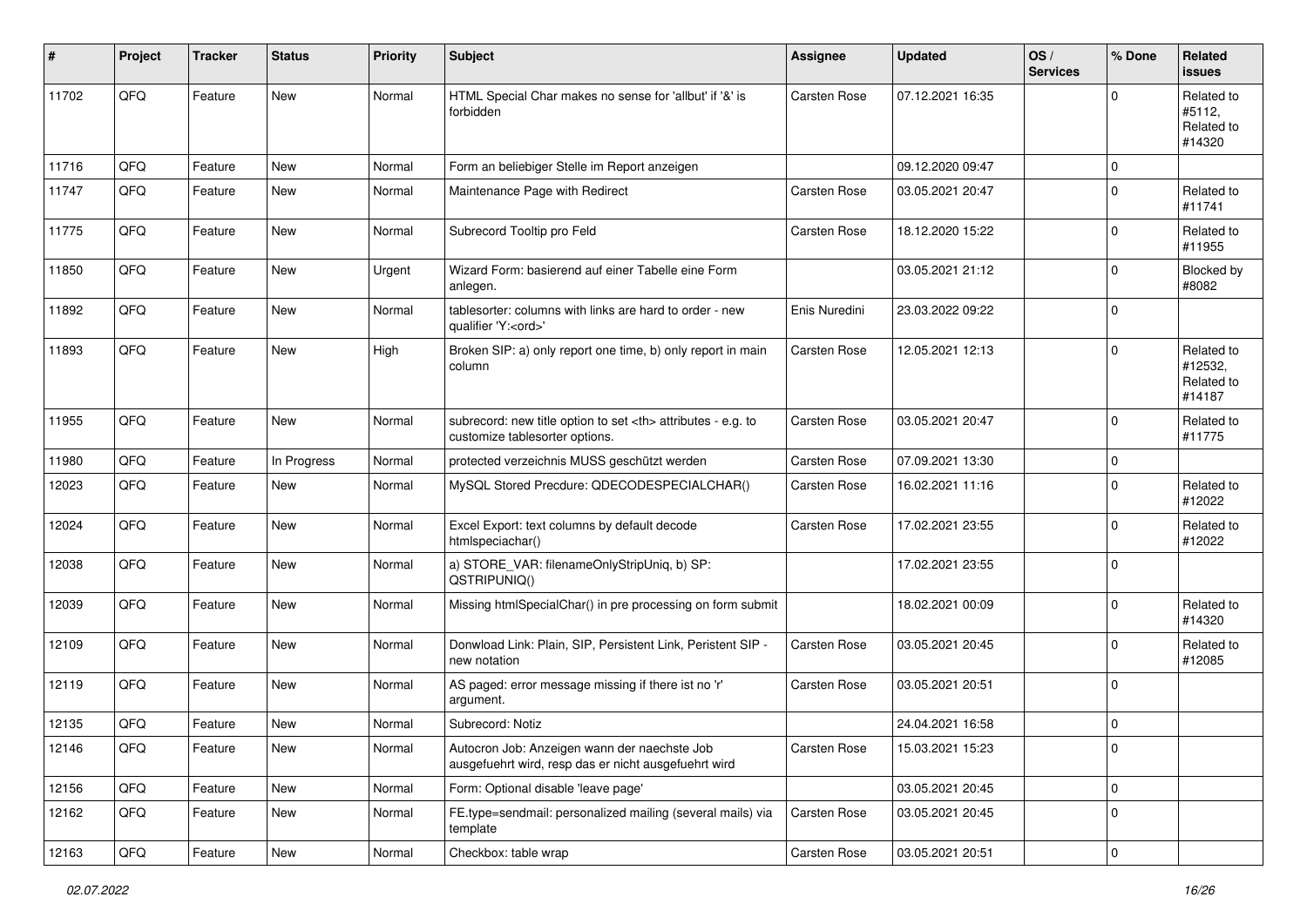| # | Project | Tracker | Status | Priority | Subject | Assignee | Updated | OS / Services | % Done | Related issues |
|---|---|---|---|---|---|---|---|---|---|---|
| 11702 | QFQ | Feature | New | Normal | HTML Special Char makes no sense for 'allbut' if '&' is forbidden | Carsten Rose | 07.12.2021 16:35 | | 0 | Related to #5112, Related to #14320 |
| 11716 | QFQ | Feature | New | Normal | Form an beliebiger Stelle im Report anzeigen | | 09.12.2020 09:47 | | 0 | |
| 11747 | QFQ | Feature | New | Normal | Maintenance Page with Redirect | Carsten Rose | 03.05.2021 20:47 | | 0 | Related to #11741 |
| 11775 | QFQ | Feature | New | Normal | Subrecord Tooltip pro Feld | Carsten Rose | 18.12.2020 15:22 | | 0 | Related to #11955 |
| 11850 | QFQ | Feature | New | Urgent | Wizard Form: basierend auf einer Tabelle eine Form anlegen. | | 03.05.2021 21:12 | | 0 | Blocked by #8082 |
| 11892 | QFQ | Feature | New | Normal | tablesorter: columns with links are hard to order - new qualifier 'Y:<ord>' | Enis Nuredini | 23.03.2022 09:22 | | 0 | |
| 11893 | QFQ | Feature | New | High | Broken SIP: a) only report one time, b) only report in main column | Carsten Rose | 12.05.2021 12:13 | | 0 | Related to #12532, Related to #14187 |
| 11955 | QFQ | Feature | New | Normal | subrecord: new title option to set <th> attributes - e.g. to customize tablesorter options. | Carsten Rose | 03.05.2021 20:47 | | 0 | Related to #11775 |
| 11980 | QFQ | Feature | In Progress | Normal | protected verzeichnis MUSS geschützt werden | Carsten Rose | 07.09.2021 13:30 | | 0 | |
| 12023 | QFQ | Feature | New | Normal | MySQL Stored Precdure: QDECODESPECIALCHAR() | Carsten Rose | 16.02.2021 11:16 | | 0 | Related to #12022 |
| 12024 | QFQ | Feature | New | Normal | Excel Export: text columns by default decode htmlspeciachar() | Carsten Rose | 17.02.2021 23:55 | | 0 | Related to #12022 |
| 12038 | QFQ | Feature | New | Normal | a) STORE_VAR: filenameOnlyStripUniq, b) SP: QSTRIPUNIQ() | | 17.02.2021 23:55 | | 0 | |
| 12039 | QFQ | Feature | New | Normal | Missing htmlSpecialChar() in pre processing on form submit | | 18.02.2021 00:09 | | 0 | Related to #14320 |
| 12109 | QFQ | Feature | New | Normal | Donwload Link: Plain, SIP, Persistent Link, Peristent SIP - new notation | Carsten Rose | 03.05.2021 20:45 | | 0 | Related to #12085 |
| 12119 | QFQ | Feature | New | Normal | AS paged: error message missing if there ist no 'r' argument. | Carsten Rose | 03.05.2021 20:51 | | 0 | |
| 12135 | QFQ | Feature | New | Normal | Subrecord: Notiz | | 24.04.2021 16:58 | | 0 | |
| 12146 | QFQ | Feature | New | Normal | Autocron Job: Anzeigen wann der naechste Job ausgefuehrt wird, resp das er nicht ausgefuehrt wird | Carsten Rose | 15.03.2021 15:23 | | 0 | |
| 12156 | QFQ | Feature | New | Normal | Form: Optional disable 'leave page' | | 03.05.2021 20:45 | | 0 | |
| 12162 | QFQ | Feature | New | Normal | FE.type=sendmail: personalized mailing (several mails) via template | Carsten Rose | 03.05.2021 20:45 | | 0 | |
| 12163 | QFQ | Feature | New | Normal | Checkbox: table wrap | Carsten Rose | 03.05.2021 20:51 | | 0 | |

*02.07.2022*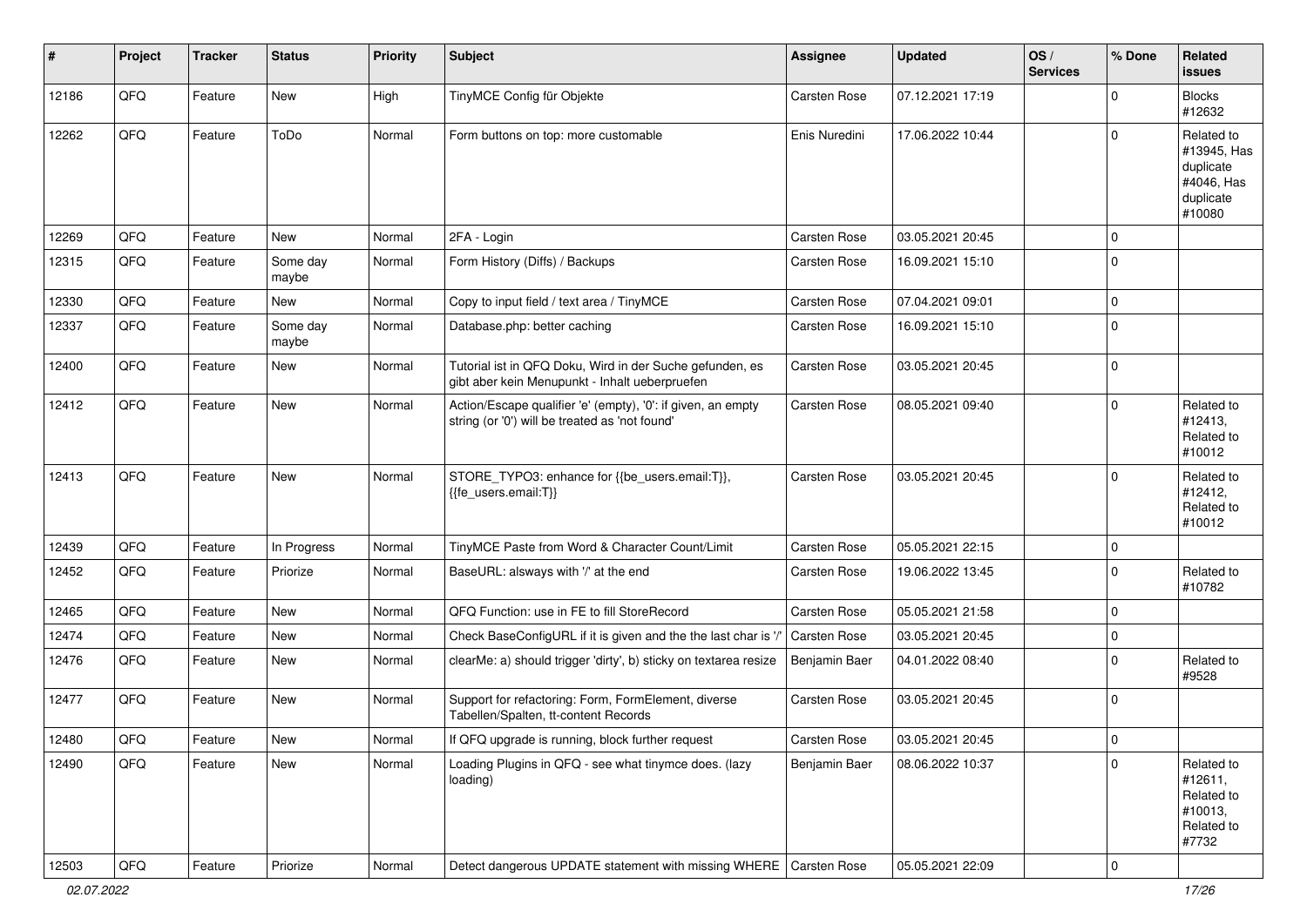| # | Project | Tracker | Status | Priority | Subject | Assignee | Updated | OS / Services | % Done | Related issues |
|---|---|---|---|---|---|---|---|---|---|---|
| 12186 | QFQ | Feature | New | High | TinyMCE Config für Objekte | Carsten Rose | 07.12.2021 17:19 | | 0 | Blocks #12632 |
| 12262 | QFQ | Feature | ToDo | Normal | Form buttons on top: more customable | Enis Nuredini | 17.06.2022 10:44 | | 0 | Related to #13945, Has duplicate #4046, Has duplicate #10080 |
| 12269 | QFQ | Feature | New | Normal | 2FA - Login | Carsten Rose | 03.05.2021 20:45 | | 0 | |
| 12315 | QFQ | Feature | Some day maybe | Normal | Form History (Diffs) / Backups | Carsten Rose | 16.09.2021 15:10 | | 0 | |
| 12330 | QFQ | Feature | New | Normal | Copy to input field / text area / TinyMCE | Carsten Rose | 07.04.2021 09:01 | | 0 | |
| 12337 | QFQ | Feature | Some day maybe | Normal | Database.php: better caching | Carsten Rose | 16.09.2021 15:10 | | 0 | |
| 12400 | QFQ | Feature | New | Normal | Tutorial ist in QFQ Doku, Wird in der Suche gefunden, es gibt aber kein Menupunkt - Inhalt ueberpruefen | Carsten Rose | 03.05.2021 20:45 | | 0 | |
| 12412 | QFQ | Feature | New | Normal | Action/Escape qualifier 'e' (empty), '0': if given, an empty string (or '0') will be treated as 'not found' | Carsten Rose | 08.05.2021 09:40 | | 0 | Related to #12413, Related to #10012 |
| 12413 | QFQ | Feature | New | Normal | STORE_TYPO3: enhance for {{be_users.email:T}}, {{fe_users.email:T}} | Carsten Rose | 03.05.2021 20:45 | | 0 | Related to #12412, Related to #10012 |
| 12439 | QFQ | Feature | In Progress | Normal | TinyMCE Paste from Word & Character Count/Limit | Carsten Rose | 05.05.2021 22:15 | | 0 | |
| 12452 | QFQ | Feature | Priorize | Normal | BaseURL: alsways with '/' at the end | Carsten Rose | 19.06.2022 13:45 | | 0 | Related to #10782 |
| 12465 | QFQ | Feature | New | Normal | QFQ Function: use in FE to fill StoreRecord | Carsten Rose | 05.05.2021 21:58 | | 0 | |
| 12474 | QFQ | Feature | New | Normal | Check BaseConfigURL if it is given and the the last char is '/' | Carsten Rose | 03.05.2021 20:45 | | 0 | |
| 12476 | QFQ | Feature | New | Normal | clearMe: a) should trigger 'dirty', b) sticky on textarea resize | Benjamin Baer | 04.01.2022 08:40 | | 0 | Related to #9528 |
| 12477 | QFQ | Feature | New | Normal | Support for refactoring: Form, FormElement, diverse Tabellen/Spalten, tt-content Records | Carsten Rose | 03.05.2021 20:45 | | 0 | |
| 12480 | QFQ | Feature | New | Normal | If QFQ upgrade is running, block further request | Carsten Rose | 03.05.2021 20:45 | | 0 | |
| 12490 | QFQ | Feature | New | Normal | Loading Plugins in QFQ - see what tinymce does. (lazy loading) | Benjamin Baer | 08.06.2022 10:37 | | 0 | Related to #12611, Related to #10013, Related to #7732 |
| 12503 | QFQ | Feature | Priorize | Normal | Detect dangerous UPDATE statement with missing WHERE | Carsten Rose | 05.05.2021 22:09 | | 0 | |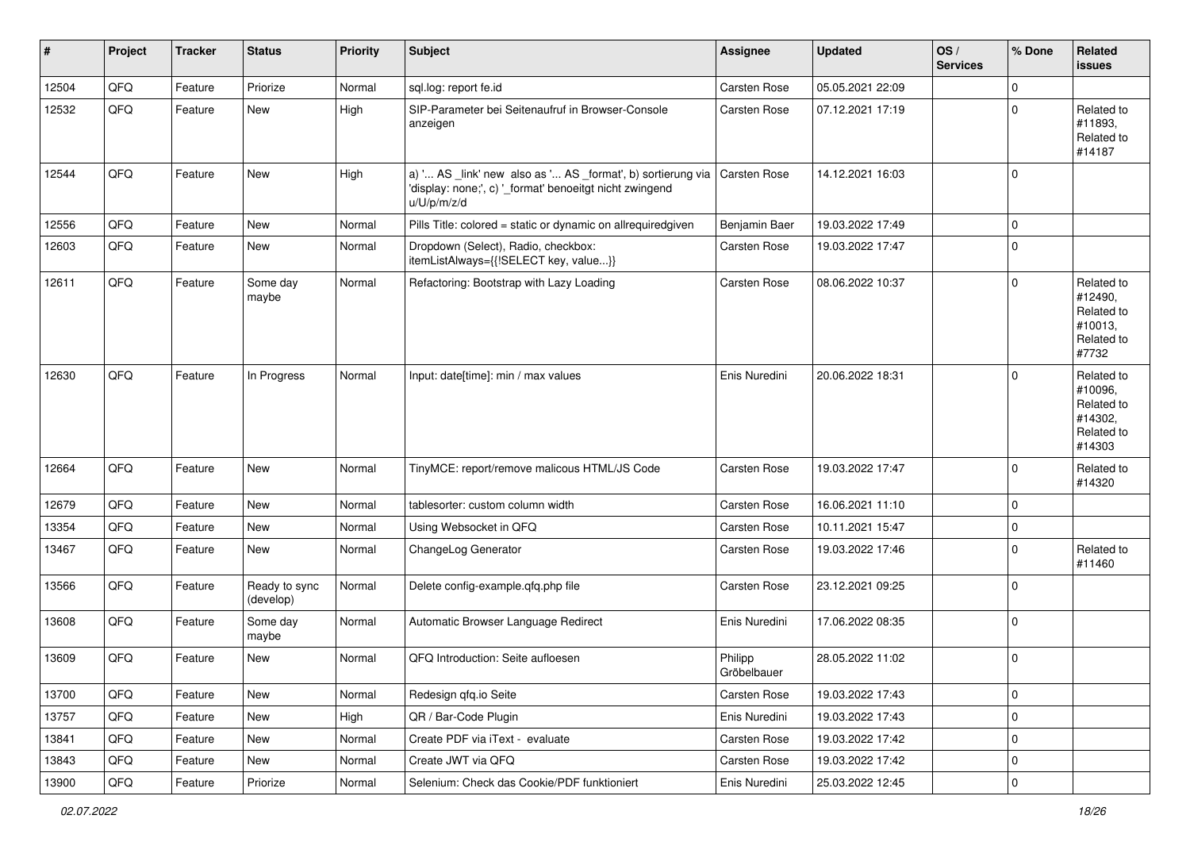| # | Project | Tracker | Status | Priority | Subject | Assignee | Updated | OS / Services | % Done | Related issues |
|---|---|---|---|---|---|---|---|---|---|---|
| 12504 | QFQ | Feature | Priorize | Normal | sql.log: report fe.id | Carsten Rose | 05.05.2021 22:09 | | 0 | |
| 12532 | QFQ | Feature | New | High | SIP-Parameter bei Seitenaufruf in Browser-Console anzeigen | Carsten Rose | 07.12.2021 17:19 | | 0 | Related to #11893, Related to #14187 |
| 12544 | QFQ | Feature | New | High | a) '... AS _link' new also as '... AS _format', b) sortierung via 'display: none;', c) '_format' benoeitgt nicht zwingend u/U/p/m/z/d | Carsten Rose | 14.12.2021 16:03 | | 0 | |
| 12556 | QFQ | Feature | New | Normal | Pills Title: colored = static or dynamic on allrequiredgiven | Benjamin Baer | 19.03.2022 17:49 | | 0 | |
| 12603 | QFQ | Feature | New | Normal | Dropdown (Select), Radio, checkbox: itemListAlways={{!SELECT key, value...}} | Carsten Rose | 19.03.2022 17:47 | | 0 | |
| 12611 | QFQ | Feature | Some day maybe | Normal | Refactoring: Bootstrap with Lazy Loading | Carsten Rose | 08.06.2022 10:37 | | 0 | Related to #12490, Related to #10013, Related to #7732 |
| 12630 | QFQ | Feature | In Progress | Normal | Input: date[time]: min / max values | Enis Nuredini | 20.06.2022 18:31 | | 0 | Related to #10096, Related to #14302, Related to #14303 |
| 12664 | QFQ | Feature | New | Normal | TinyMCE: report/remove malicous HTML/JS Code | Carsten Rose | 19.03.2022 17:47 | | 0 | Related to #14320 |
| 12679 | QFQ | Feature | New | Normal | tablesorter: custom column width | Carsten Rose | 16.06.2021 11:10 | | 0 | |
| 13354 | QFQ | Feature | New | Normal | Using Websocket in QFQ | Carsten Rose | 10.11.2021 15:47 | | 0 | |
| 13467 | QFQ | Feature | New | Normal | ChangeLog Generator | Carsten Rose | 19.03.2022 17:46 | | 0 | Related to #11460 |
| 13566 | QFQ | Feature | Ready to sync (develop) | Normal | Delete config-example.qfq.php file | Carsten Rose | 23.12.2021 09:25 | | 0 | |
| 13608 | QFQ | Feature | Some day maybe | Normal | Automatic Browser Language Redirect | Enis Nuredini | 17.06.2022 08:35 | | 0 | |
| 13609 | QFQ | Feature | New | Normal | QFQ Introduction: Seite aufloesen | Philipp Gröbelbauer | 28.05.2022 11:02 | | 0 | |
| 13700 | QFQ | Feature | New | Normal | Redesign qfq.io Seite | Carsten Rose | 19.03.2022 17:43 | | 0 | |
| 13757 | QFQ | Feature | New | High | QR / Bar-Code Plugin | Enis Nuredini | 19.03.2022 17:43 | | 0 | |
| 13841 | QFQ | Feature | New | Normal | Create PDF via iText - evaluate | Carsten Rose | 19.03.2022 17:42 | | 0 | |
| 13843 | QFQ | Feature | New | Normal | Create JWT via QFQ | Carsten Rose | 19.03.2022 17:42 | | 0 | |
| 13900 | QFQ | Feature | Priorize | Normal | Selenium: Check das Cookie/PDF funktioniert | Enis Nuredini | 25.03.2022 12:45 | | 0 | |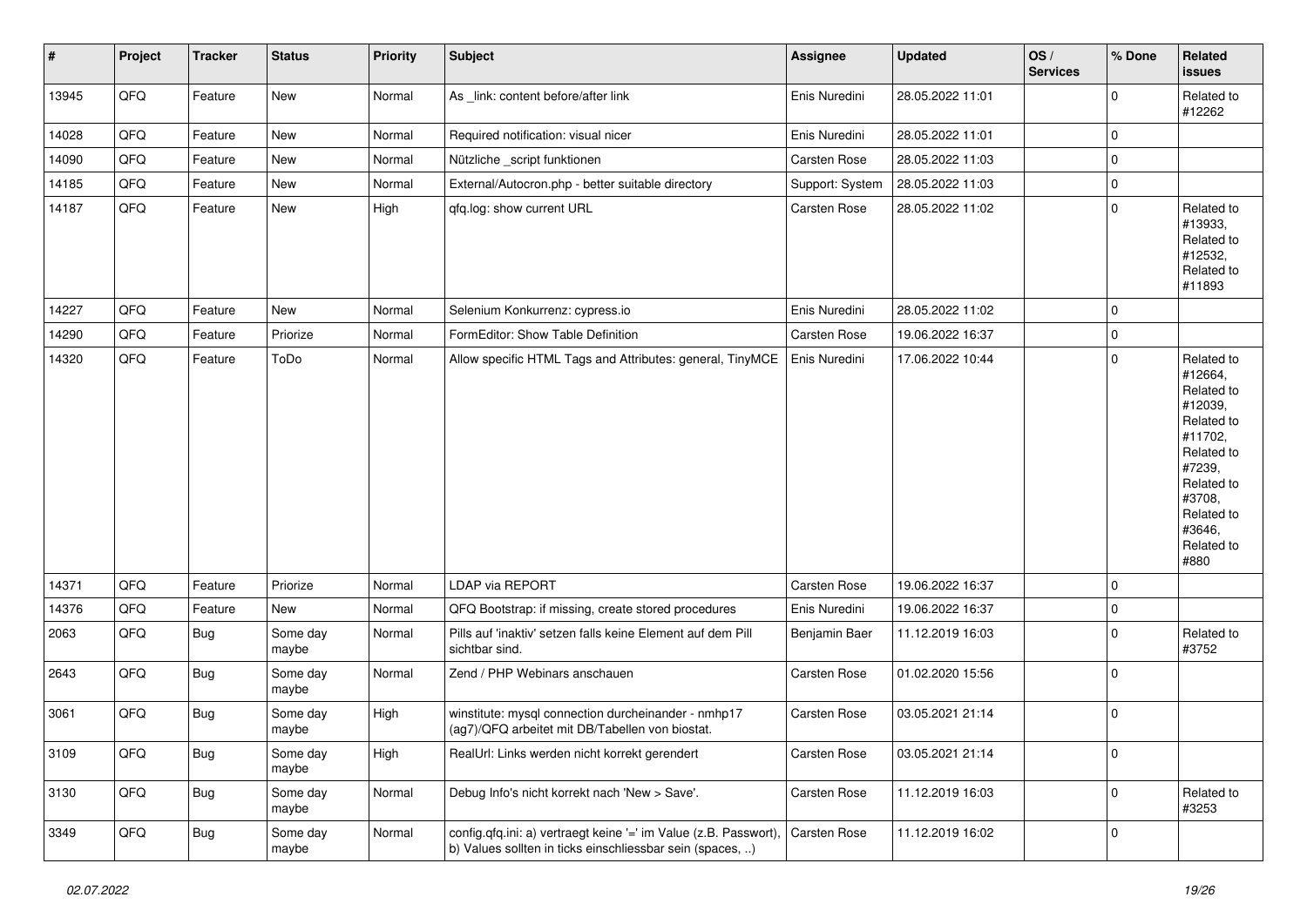| # | Project | Tracker | Status | Priority | Subject | Assignee | Updated | OS / Services | % Done | Related issues |
|---|---|---|---|---|---|---|---|---|---|---|
| 13945 | QFQ | Feature | New | Normal | As _link: content before/after link | Enis Nuredini | 28.05.2022 11:01 | | 0 | Related to #12262 |
| 14028 | QFQ | Feature | New | Normal | Required notification: visual nicer | Enis Nuredini | 28.05.2022 11:01 | | 0 | |
| 14090 | QFQ | Feature | New | Normal | Nützliche _script funktionen | Carsten Rose | 28.05.2022 11:03 | | 0 | |
| 14185 | QFQ | Feature | New | Normal | External/Autocron.php - better suitable directory | Support: System | 28.05.2022 11:03 | | 0 | |
| 14187 | QFQ | Feature | New | High | qfq.log: show current URL | Carsten Rose | 28.05.2022 11:02 | | 0 | Related to #13933, Related to #12532, Related to #11893 |
| 14227 | QFQ | Feature | New | Normal | Selenium Konkurrenz: cypress.io | Enis Nuredini | 28.05.2022 11:02 | | 0 | |
| 14290 | QFQ | Feature | Priorize | Normal | FormEditor: Show Table Definition | Carsten Rose | 19.06.2022 16:37 | | 0 | |
| 14320 | QFQ | Feature | ToDo | Normal | Allow specific HTML Tags and Attributes: general, TinyMCE | Enis Nuredini | 17.06.2022 10:44 | | 0 | Related to #12664, Related to #12039, Related to #11702, Related to #7239, Related to #3708, Related to #3646, Related to #880 |
| 14371 | QFQ | Feature | Priorize | Normal | LDAP via REPORT | Carsten Rose | 19.06.2022 16:37 | | 0 | |
| 14376 | QFQ | Feature | New | Normal | QFQ Bootstrap: if missing, create stored procedures | Enis Nuredini | 19.06.2022 16:37 | | 0 | |
| 2063 | QFQ | Bug | Some day maybe | Normal | Pills auf 'inaktiv' setzen falls keine Element auf dem Pill sichtbar sind. | Benjamin Baer | 11.12.2019 16:03 | | 0 | Related to #3752 |
| 2643 | QFQ | Bug | Some day maybe | Normal | Zend / PHP Webinars anschauen | Carsten Rose | 01.02.2020 15:56 | | 0 | |
| 3061 | QFQ | Bug | Some day maybe | High | winstitute: mysql connection durcheinander - nmhp17 (ag7)/QFQ arbeitet mit DB/Tabellen von biostat. | Carsten Rose | 03.05.2021 21:14 | | 0 | |
| 3109 | QFQ | Bug | Some day maybe | High | RealUrl: Links werden nicht korrekt gerendert | Carsten Rose | 03.05.2021 21:14 | | 0 | |
| 3130 | QFQ | Bug | Some day maybe | Normal | Debug Info's nicht korrekt nach 'New > Save'. | Carsten Rose | 11.12.2019 16:03 | | 0 | Related to #3253 |
| 3349 | QFQ | Bug | Some day maybe | Normal | config.qfq.ini: a) vertraegt keine '=' im Value (z.B. Passwort), b) Values sollten in ticks einschliessbar sein (spaces, ..) | Carsten Rose | 11.12.2019 16:02 | | 0 | |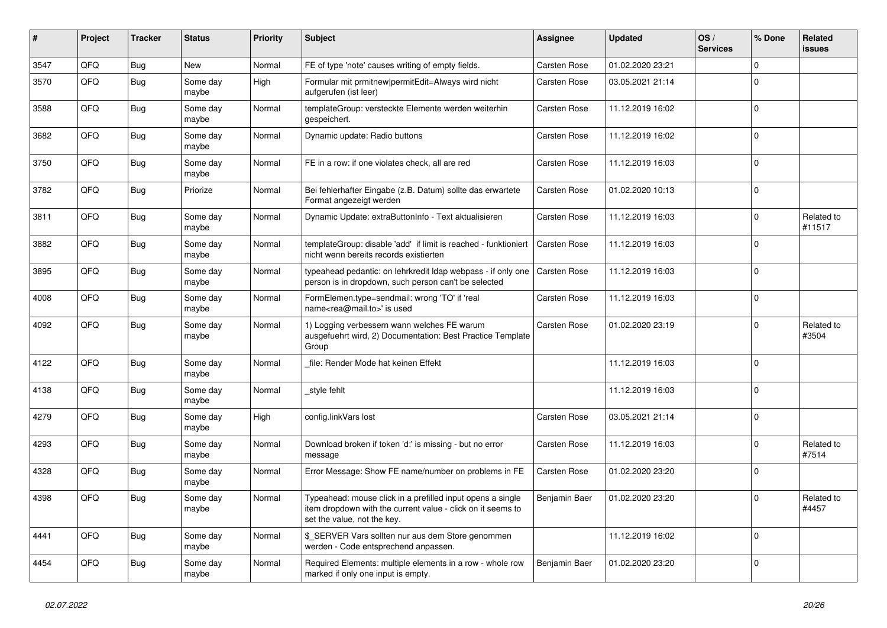| # | Project | Tracker | Status | Priority | Subject | Assignee | Updated | OS / Services | % Done | Related issues |
|---|---|---|---|---|---|---|---|---|---|---|
| 3547 | QFQ | Bug | New | Normal | FE of type 'note' causes writing of empty fields. | Carsten Rose | 01.02.2020 23:21 | | 0 | |
| 3570 | QFQ | Bug | Some day maybe | High | Formular mit prmitnew\|permitEdit=Always wird nicht aufgerufen (ist leer) | Carsten Rose | 03.05.2021 21:14 | | 0 | |
| 3588 | QFQ | Bug | Some day maybe | Normal | templateGroup: versteckte Elemente werden weiterhin gespeichert. | Carsten Rose | 11.12.2019 16:02 | | 0 | |
| 3682 | QFQ | Bug | Some day maybe | Normal | Dynamic update: Radio buttons | Carsten Rose | 11.12.2019 16:02 | | 0 | |
| 3750 | QFQ | Bug | Some day maybe | Normal | FE in a row: if one violates check, all are red | Carsten Rose | 11.12.2019 16:03 | | 0 | |
| 3782 | QFQ | Bug | Priorize | Normal | Bei fehlerhafter Eingabe (z.B. Datum) sollte das erwartete Format angezeigt werden | Carsten Rose | 01.02.2020 10:13 | | 0 | |
| 3811 | QFQ | Bug | Some day maybe | Normal | Dynamic Update: extraButtonInfo - Text aktualisieren | Carsten Rose | 11.12.2019 16:03 | | 0 | Related to #11517 |
| 3882 | QFQ | Bug | Some day maybe | Normal | templateGroup: disable 'add' if limit is reached - funktioniert nicht wenn bereits records existierten | Carsten Rose | 11.12.2019 16:03 | | 0 | |
| 3895 | QFQ | Bug | Some day maybe | Normal | typeahead pedantic: on lehrkredit ldap webpass - if only one person is in dropdown, such person can't be selected | Carsten Rose | 11.12.2019 16:03 | | 0 | |
| 4008 | QFQ | Bug | Some day maybe | Normal | FormElemen.type=sendmail: wrong 'TO' if 'real name<rea@mail.to>' is used | Carsten Rose | 11.12.2019 16:03 | | 0 | |
| 4092 | QFQ | Bug | Some day maybe | Normal | 1) Logging verbessern wann welches FE warum ausgefuehrt wird, 2) Documentation: Best Practice Template Group | Carsten Rose | 01.02.2020 23:19 | | 0 | Related to #3504 |
| 4122 | QFQ | Bug | Some day maybe | Normal | _file: Render Mode hat keinen Effekt | | 11.12.2019 16:03 | | 0 | |
| 4138 | QFQ | Bug | Some day maybe | Normal | _style fehlt | | 11.12.2019 16:03 | | 0 | |
| 4279 | QFQ | Bug | Some day maybe | High | config.linkVars lost | Carsten Rose | 03.05.2021 21:14 | | 0 | |
| 4293 | QFQ | Bug | Some day maybe | Normal | Download broken if token 'd:' is missing - but no error message | Carsten Rose | 11.12.2019 16:03 | | 0 | Related to #7514 |
| 4328 | QFQ | Bug | Some day maybe | Normal | Error Message: Show FE name/number on problems in FE | Carsten Rose | 01.02.2020 23:20 | | 0 | |
| 4398 | QFQ | Bug | Some day maybe | Normal | Typeahead: mouse click in a prefilled input opens a single item dropdown with the current value - click on it seems to set the value, not the key. | Benjamin Baer | 01.02.2020 23:20 | | 0 | Related to #4457 |
| 4441 | QFQ | Bug | Some day maybe | Normal | $_SERVER Vars sollten nur aus dem Store genommen werden - Code entsprechend anpassen. | | 11.12.2019 16:02 | | 0 | |
| 4454 | QFQ | Bug | Some day maybe | Normal | Required Elements: multiple elements in a row - whole row marked if only one input is empty. | Benjamin Baer | 01.02.2020 23:20 | | 0 | |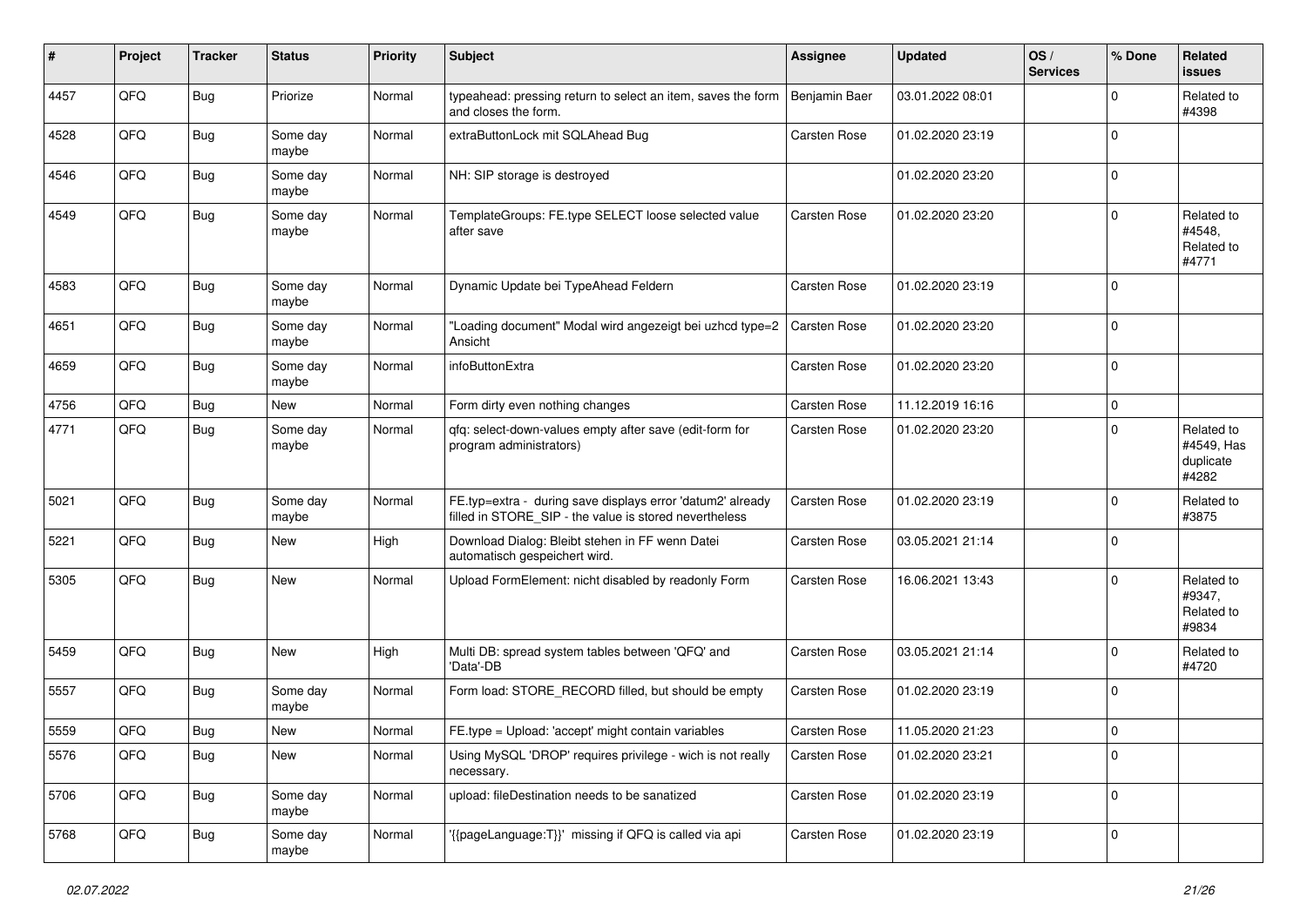| # | Project | Tracker | Status | Priority | Subject | Assignee | Updated | OS / Services | % Done | Related issues |
|---|---|---|---|---|---|---|---|---|---|---|
| 4457 | QFQ | Bug | Priorize | Normal | typeahead: pressing return to select an item, saves the form and closes the form. | Benjamin Baer | 03.01.2022 08:01 | | 0 | Related to #4398 |
| 4528 | QFQ | Bug | Some day maybe | Normal | extraButtonLock mit SQLAhead Bug | Carsten Rose | 01.02.2020 23:19 | | 0 | |
| 4546 | QFQ | Bug | Some day maybe | Normal | NH: SIP storage is destroyed | | 01.02.2020 23:20 | | 0 | |
| 4549 | QFQ | Bug | Some day maybe | Normal | TemplateGroups: FE.type SELECT loose selected value after save | Carsten Rose | 01.02.2020 23:20 | | 0 | Related to #4548, Related to #4771 |
| 4583 | QFQ | Bug | Some day maybe | Normal | Dynamic Update bei TypeAhead Feldern | Carsten Rose | 01.02.2020 23:19 | | 0 | |
| 4651 | QFQ | Bug | Some day maybe | Normal | "Loading document" Modal wird angezeigt bei uzhcd type=2 Ansicht | Carsten Rose | 01.02.2020 23:20 | | 0 | |
| 4659 | QFQ | Bug | Some day maybe | Normal | infoButtonExtra | Carsten Rose | 01.02.2020 23:20 | | 0 | |
| 4756 | QFQ | Bug | New | Normal | Form dirty even nothing changes | Carsten Rose | 11.12.2019 16:16 | | 0 | |
| 4771 | QFQ | Bug | Some day maybe | Normal | qfq: select-down-values empty after save (edit-form for program administrators) | Carsten Rose | 01.02.2020 23:20 | | 0 | Related to #4549, Has duplicate #4282 |
| 5021 | QFQ | Bug | Some day maybe | Normal | FE.typ=extra - during save displays error 'datum2' already filled in STORE_SIP - the value is stored nevertheless | Carsten Rose | 01.02.2020 23:19 | | 0 | Related to #3875 |
| 5221 | QFQ | Bug | New | High | Download Dialog: Bleibt stehen in FF wenn Datei automatisch gespeichert wird. | Carsten Rose | 03.05.2021 21:14 | | 0 | |
| 5305 | QFQ | Bug | New | Normal | Upload FormElement: nicht disabled by readonly Form | Carsten Rose | 16.06.2021 13:43 | | 0 | Related to #9347, Related to #9834 |
| 5459 | QFQ | Bug | New | High | Multi DB: spread system tables between 'QFQ' and 'Data'-DB | Carsten Rose | 03.05.2021 21:14 | | 0 | Related to #4720 |
| 5557 | QFQ | Bug | Some day maybe | Normal | Form load: STORE_RECORD filled, but should be empty | Carsten Rose | 01.02.2020 23:19 | | 0 | |
| 5559 | QFQ | Bug | New | Normal | FE.type = Upload: 'accept' might contain variables | Carsten Rose | 11.05.2020 21:23 | | 0 | |
| 5576 | QFQ | Bug | New | Normal | Using MySQL 'DROP' requires privilege - wich is not really necessary. | Carsten Rose | 01.02.2020 23:21 | | 0 | |
| 5706 | QFQ | Bug | Some day maybe | Normal | upload: fileDestination needs to be sanatized | Carsten Rose | 01.02.2020 23:19 | | 0 | |
| 5768 | QFQ | Bug | Some day maybe | Normal | '{{pageLanguage:T}}' missing if QFQ is called via api | Carsten Rose | 01.02.2020 23:19 | | 0 | |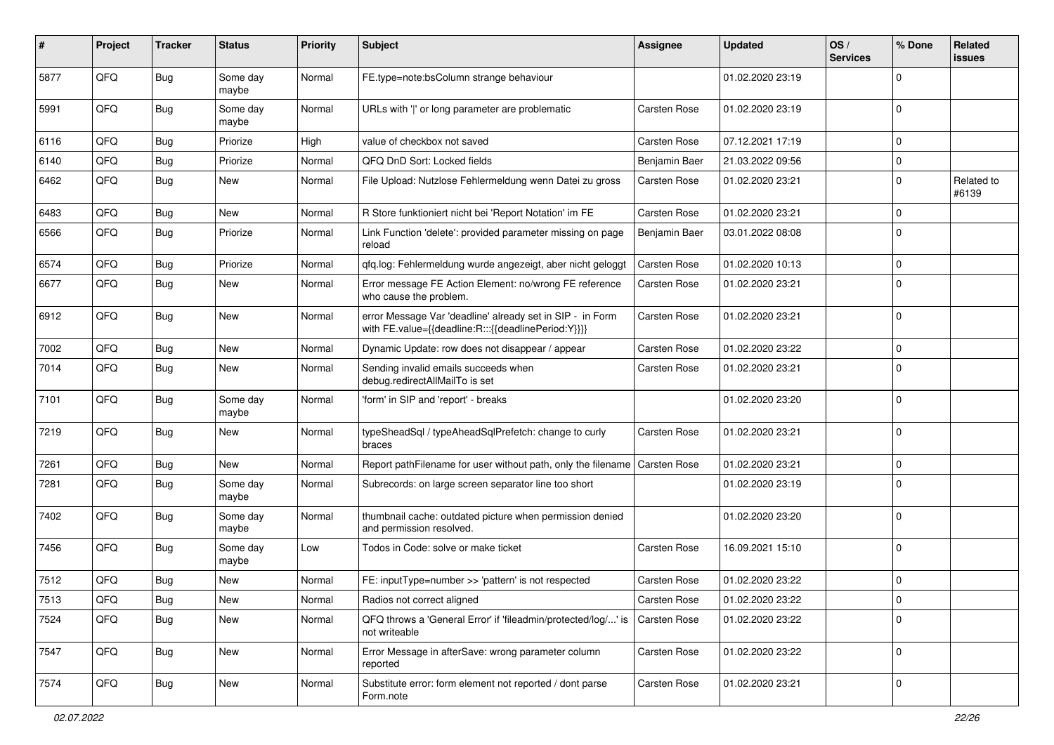| # | Project | Tracker | Status | Priority | Subject | Assignee | Updated | OS / Services | % Done | Related issues |
|---|---|---|---|---|---|---|---|---|---|---|
| 5877 | QFQ | Bug | Some day maybe | Normal | FE.type=note:bsColumn strange behaviour | | 01.02.2020 23:19 | | 0 | |
| 5991 | QFQ | Bug | Some day maybe | Normal | URLs with '|' or long parameter are problematic | Carsten Rose | 01.02.2020 23:19 | | 0 | |
| 6116 | QFQ | Bug | Priorize | High | value of checkbox not saved | Carsten Rose | 07.12.2021 17:19 | | 0 | |
| 6140 | QFQ | Bug | Priorize | Normal | QFQ DnD Sort: Locked fields | Benjamin Baer | 21.03.2022 09:56 | | 0 | |
| 6462 | QFQ | Bug | New | Normal | File Upload: Nutzlose Fehlermeldung wenn Datei zu gross | Carsten Rose | 01.02.2020 23:21 | | 0 | Related to #6139 |
| 6483 | QFQ | Bug | New | Normal | R Store funktioniert nicht bei 'Report Notation' im FE | Carsten Rose | 01.02.2020 23:21 | | 0 | |
| 6566 | QFQ | Bug | Priorize | Normal | Link Function 'delete': provided parameter missing on page reload | Benjamin Baer | 03.01.2022 08:08 | | 0 | |
| 6574 | QFQ | Bug | Priorize | Normal | qfq.log: Fehlermeldung wurde angezeigt, aber nicht geloggt | Carsten Rose | 01.02.2020 10:13 | | 0 | |
| 6677 | QFQ | Bug | New | Normal | Error message FE Action Element: no/wrong FE reference who cause the problem. | Carsten Rose | 01.02.2020 23:21 | | 0 | |
| 6912 | QFQ | Bug | New | Normal | error Message Var 'deadline' already set in SIP - in Form with FE.value={{deadline:R:::{{deadlinePeriod:Y}}}} | Carsten Rose | 01.02.2020 23:21 | | 0 | |
| 7002 | QFQ | Bug | New | Normal | Dynamic Update: row does not disappear / appear | Carsten Rose | 01.02.2020 23:22 | | 0 | |
| 7014 | QFQ | Bug | New | Normal | Sending invalid emails succeeds when debug.redirectAllMailTo is set | Carsten Rose | 01.02.2020 23:21 | | 0 | |
| 7101 | QFQ | Bug | Some day maybe | Normal | 'form' in SIP and 'report' - breaks | | 01.02.2020 23:20 | | 0 | |
| 7219 | QFQ | Bug | New | Normal | typeSheadSql / typeAheadSqlPrefetch: change to curly braces | Carsten Rose | 01.02.2020 23:21 | | 0 | |
| 7261 | QFQ | Bug | New | Normal | Report pathFilename for user without path, only the filename | Carsten Rose | 01.02.2020 23:21 | | 0 | |
| 7281 | QFQ | Bug | Some day maybe | Normal | Subrecords: on large screen separator line too short | | 01.02.2020 23:19 | | 0 | |
| 7402 | QFQ | Bug | Some day maybe | Normal | thumbnail cache: outdated picture when permission denied and permission resolved. | | 01.02.2020 23:20 | | 0 | |
| 7456 | QFQ | Bug | Some day maybe | Low | Todos in Code: solve or make ticket | Carsten Rose | 16.09.2021 15:10 | | 0 | |
| 7512 | QFQ | Bug | New | Normal | FE: inputType=number >> 'pattern' is not respected | Carsten Rose | 01.02.2020 23:22 | | 0 | |
| 7513 | QFQ | Bug | New | Normal | Radios not correct aligned | Carsten Rose | 01.02.2020 23:22 | | 0 | |
| 7524 | QFQ | Bug | New | Normal | QFQ throws a 'General Error' if 'fileadmin/protected/log/...' is not writeable | Carsten Rose | 01.02.2020 23:22 | | 0 | |
| 7547 | QFQ | Bug | New | Normal | Error Message in afterSave: wrong parameter column reported | Carsten Rose | 01.02.2020 23:22 | | 0 | |
| 7574 | QFQ | Bug | New | Normal | Substitute error: form element not reported / dont parse Form.note | Carsten Rose | 01.02.2020 23:21 | | 0 | |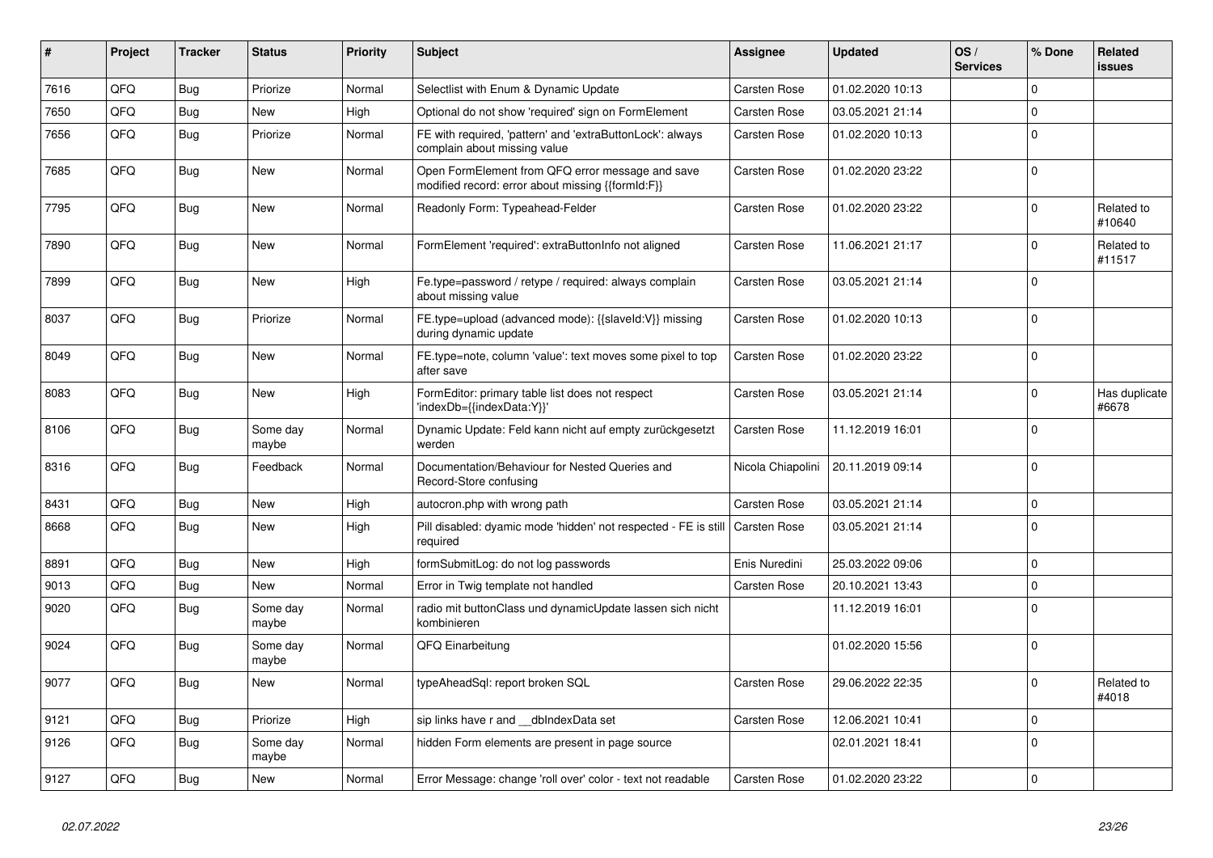| # | Project | Tracker | Status | Priority | Subject | Assignee | Updated | OS / Services | % Done | Related issues |
|---|---|---|---|---|---|---|---|---|---|---|
| 7616 | QFQ | Bug | Priorize | Normal | Selectlist with Enum & Dynamic Update | Carsten Rose | 01.02.2020 10:13 | | 0 | |
| 7650 | QFQ | Bug | New | High | Optional do not show 'required' sign on FormElement | Carsten Rose | 03.05.2021 21:14 | | 0 | |
| 7656 | QFQ | Bug | Priorize | Normal | FE with required, 'pattern' and 'extraButtonLock': always complain about missing value | Carsten Rose | 01.02.2020 10:13 | | 0 | |
| 7685 | QFQ | Bug | New | Normal | Open FormElement from QFQ error message and save modified record: error about missing {{formId:F}} | Carsten Rose | 01.02.2020 23:22 | | 0 | |
| 7795 | QFQ | Bug | New | Normal | Readonly Form: Typeahead-Felder | Carsten Rose | 01.02.2020 23:22 | | 0 | Related to #10640 |
| 7890 | QFQ | Bug | New | Normal | FormElement 'required': extraButtonInfo not aligned | Carsten Rose | 11.06.2021 21:17 | | 0 | Related to #11517 |
| 7899 | QFQ | Bug | New | High | Fe.type=password / retype / required: always complain about missing value | Carsten Rose | 03.05.2021 21:14 | | 0 | |
| 8037 | QFQ | Bug | Priorize | Normal | FE.type=upload (advanced mode): {{slaveId:V}} missing during dynamic update | Carsten Rose | 01.02.2020 10:13 | | 0 | |
| 8049 | QFQ | Bug | New | Normal | FE.type=note, column 'value': text moves some pixel to top after save | Carsten Rose | 01.02.2020 23:22 | | 0 | |
| 8083 | QFQ | Bug | New | High | FormEditor: primary table list does not respect 'indexDb={{indexData:Y}}' | Carsten Rose | 03.05.2021 21:14 | | 0 | Has duplicate #6678 |
| 8106 | QFQ | Bug | Some day maybe | Normal | Dynamic Update: Feld kann nicht auf empty zurückgesetzt werden | Carsten Rose | 11.12.2019 16:01 | | 0 | |
| 8316 | QFQ | Bug | Feedback | Normal | Documentation/Behaviour for Nested Queries and Record-Store confusing | Nicola Chiapolini | 20.11.2019 09:14 | | 0 | |
| 8431 | QFQ | Bug | New | High | autocron.php with wrong path | Carsten Rose | 03.05.2021 21:14 | | 0 | |
| 8668 | QFQ | Bug | New | High | Pill disabled: dyamic mode 'hidden' not respected - FE is still required | Carsten Rose | 03.05.2021 21:14 | | 0 | |
| 8891 | QFQ | Bug | New | High | formSubmitLog: do not log passwords | Enis Nuredini | 25.03.2022 09:06 | | 0 | |
| 9013 | QFQ | Bug | New | Normal | Error in Twig template not handled | Carsten Rose | 20.10.2021 13:43 | | 0 | |
| 9020 | QFQ | Bug | Some day maybe | Normal | radio mit buttonClass und dynamicUpdate lassen sich nicht kombinieren | | 11.12.2019 16:01 | | 0 | |
| 9024 | QFQ | Bug | Some day maybe | Normal | QFQ Einarbeitung | | 01.02.2020 15:56 | | 0 | |
| 9077 | QFQ | Bug | New | Normal | typeAheadSql: report broken SQL | Carsten Rose | 29.06.2022 22:35 | | 0 | Related to #4018 |
| 9121 | QFQ | Bug | Priorize | High | sip links have r and __dbIndexData set | Carsten Rose | 12.06.2021 10:41 | | 0 | |
| 9126 | QFQ | Bug | Some day maybe | Normal | hidden Form elements are present in page source | | 02.01.2021 18:41 | | 0 | |
| 9127 | QFQ | Bug | New | Normal | Error Message: change 'roll over' color - text not readable | Carsten Rose | 01.02.2020 23:22 | | 0 | |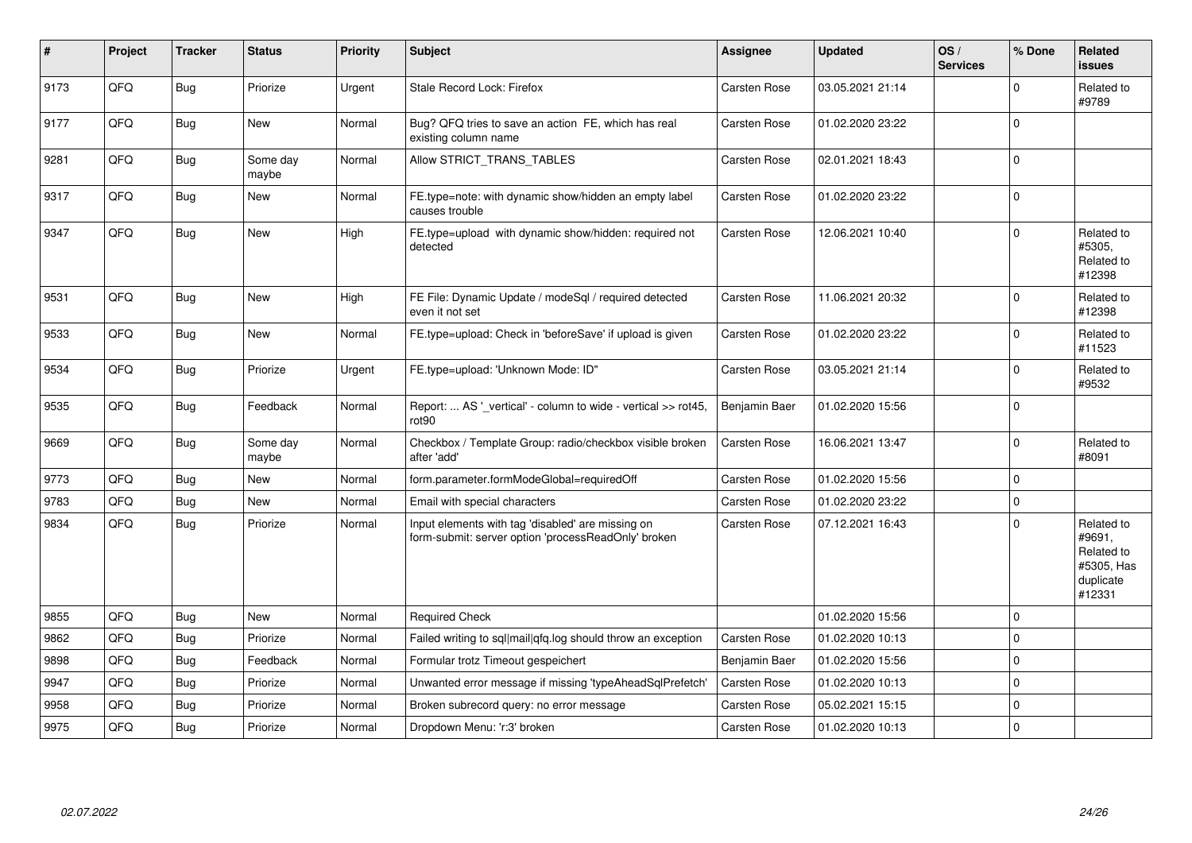| # | Project | Tracker | Status | Priority | Subject | Assignee | Updated | OS / Services | % Done | Related issues |
|---|---|---|---|---|---|---|---|---|---|---|
| 9173 | QFQ | Bug | Priorize | Urgent | Stale Record Lock: Firefox | Carsten Rose | 03.05.2021 21:14 | | 0 | Related to #9789 |
| 9177 | QFQ | Bug | New | Normal | Bug? QFQ tries to save an action FE, which has real existing column name | Carsten Rose | 01.02.2020 23:22 | | 0 | |
| 9281 | QFQ | Bug | Some day maybe | Normal | Allow STRICT_TRANS_TABLES | Carsten Rose | 02.01.2021 18:43 | | 0 | |
| 9317 | QFQ | Bug | New | Normal | FE.type=note: with dynamic show/hidden an empty label causes trouble | Carsten Rose | 01.02.2020 23:22 | | 0 | |
| 9347 | QFQ | Bug | New | High | FE.type=upload with dynamic show/hidden: required not detected | Carsten Rose | 12.06.2021 10:40 | | 0 | Related to #5305, Related to #12398 |
| 9531 | QFQ | Bug | New | High | FE File: Dynamic Update / modeSql / required detected even it not set | Carsten Rose | 11.06.2021 20:32 | | 0 | Related to #12398 |
| 9533 | QFQ | Bug | New | Normal | FE.type=upload: Check in 'beforeSave' if upload is given | Carsten Rose | 01.02.2020 23:22 | | 0 | Related to #11523 |
| 9534 | QFQ | Bug | Priorize | Urgent | FE.type=upload: 'Unknown Mode: ID" | Carsten Rose | 03.05.2021 21:14 | | 0 | Related to #9532 |
| 9535 | QFQ | Bug | Feedback | Normal | Report: ... AS '_vertical' - column to wide - vertical >> rot45, rot90 | Benjamin Baer | 01.02.2020 15:56 | | 0 | |
| 9669 | QFQ | Bug | Some day maybe | Normal | Checkbox / Template Group: radio/checkbox visible broken after 'add' | Carsten Rose | 16.06.2021 13:47 | | 0 | Related to #8091 |
| 9773 | QFQ | Bug | New | Normal | form.parameter.formModeGlobal=requiredOff | Carsten Rose | 01.02.2020 15:56 | | 0 | |
| 9783 | QFQ | Bug | New | Normal | Email with special characters | Carsten Rose | 01.02.2020 23:22 | | 0 | |
| 9834 | QFQ | Bug | Priorize | Normal | Input elements with tag 'disabled' are missing on form-submit: server option 'processReadOnly' broken | Carsten Rose | 07.12.2021 16:43 | | 0 | Related to #9691, Related to #5305, Has duplicate #12331 |
| 9855 | QFQ | Bug | New | Normal | Required Check | | 01.02.2020 15:56 | | 0 | |
| 9862 | QFQ | Bug | Priorize | Normal | Failed writing to sql\|mail\|qfq.log should throw an exception | Carsten Rose | 01.02.2020 10:13 | | 0 | |
| 9898 | QFQ | Bug | Feedback | Normal | Formular trotz Timeout gespeichert | Benjamin Baer | 01.02.2020 15:56 | | 0 | |
| 9947 | QFQ | Bug | Priorize | Normal | Unwanted error message if missing 'typeAheadSqlPrefetch' | Carsten Rose | 01.02.2020 10:13 | | 0 | |
| 9958 | QFQ | Bug | Priorize | Normal | Broken subrecord query: no error message | Carsten Rose | 05.02.2021 15:15 | | 0 | |
| 9975 | QFQ | Bug | Priorize | Normal | Dropdown Menu: 'r:3' broken | Carsten Rose | 01.02.2020 10:13 | | 0 | |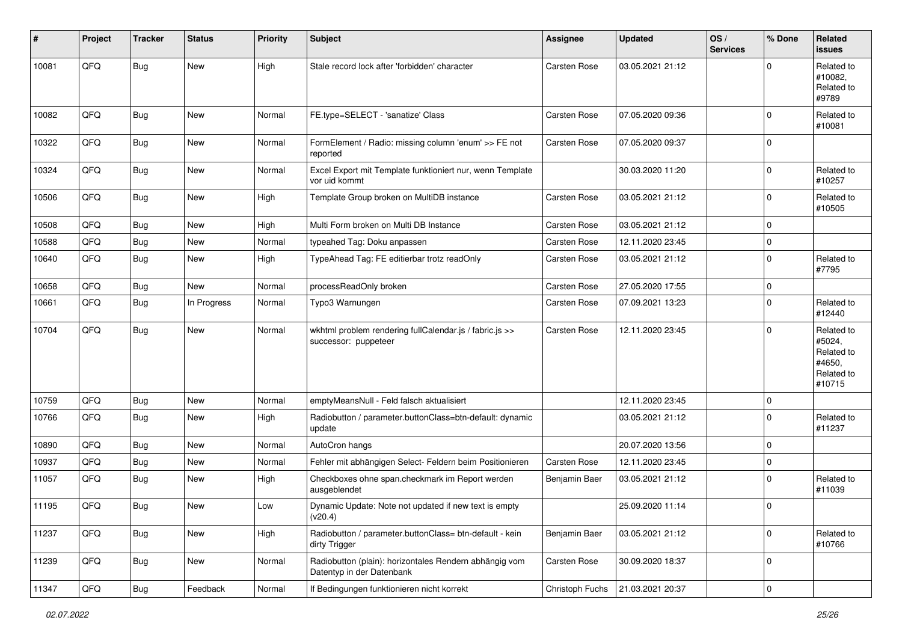| # | Project | Tracker | Status | Priority | Subject | Assignee | Updated | OS / Services | % Done | Related issues |
|---|---|---|---|---|---|---|---|---|---|---|
| 10081 | QFQ | Bug | New | High | Stale record lock after 'forbidden' character | Carsten Rose | 03.05.2021 21:12 | | 0 | Related to #10082, Related to #9789 |
| 10082 | QFQ | Bug | New | Normal | FE.type=SELECT - 'sanatize' Class | Carsten Rose | 07.05.2020 09:36 | | 0 | Related to #10081 |
| 10322 | QFQ | Bug | New | Normal | FormElement / Radio: missing column 'enum' >> FE not reported | Carsten Rose | 07.05.2020 09:37 | | 0 | |
| 10324 | QFQ | Bug | New | Normal | Excel Export mit Template funktioniert nur, wenn Template vor uid kommt | | 30.03.2020 11:20 | | 0 | Related to #10257 |
| 10506 | QFQ | Bug | New | High | Template Group broken on MultiDB instance | Carsten Rose | 03.05.2021 21:12 | | 0 | Related to #10505 |
| 10508 | QFQ | Bug | New | High | Multi Form broken on Multi DB Instance | Carsten Rose | 03.05.2021 21:12 | | 0 | |
| 10588 | QFQ | Bug | New | Normal | typeahed Tag: Doku anpassen | Carsten Rose | 12.11.2020 23:45 | | 0 | |
| 10640 | QFQ | Bug | New | High | TypeAhead Tag: FE editierbar trotz readOnly | Carsten Rose | 03.05.2021 21:12 | | 0 | Related to #7795 |
| 10658 | QFQ | Bug | New | Normal | processReadOnly broken | Carsten Rose | 27.05.2020 17:55 | | 0 | |
| 10661 | QFQ | Bug | In Progress | Normal | Typo3 Warnungen | Carsten Rose | 07.09.2021 13:23 | | 0 | Related to #12440 |
| 10704 | QFQ | Bug | New | Normal | wkhtml problem rendering fullCalendar.js / fabric.js >> successor: puppeteer | Carsten Rose | 12.11.2020 23:45 | | 0 | Related to #5024, Related to #4650, Related to #10715 |
| 10759 | QFQ | Bug | New | Normal | emptyMeansNull - Feld falsch aktualisiert | | 12.11.2020 23:45 | | 0 | |
| 10766 | QFQ | Bug | New | High | Radiobutton / parameter.buttonClass=btn-default: dynamic update | | 03.05.2021 21:12 | | 0 | Related to #11237 |
| 10890 | QFQ | Bug | New | Normal | AutoCron hangs | | 20.07.2020 13:56 | | 0 | |
| 10937 | QFQ | Bug | New | Normal | Fehler mit abhängigen Select- Feldern beim Positionieren | Carsten Rose | 12.11.2020 23:45 | | 0 | |
| 11057 | QFQ | Bug | New | High | Checkboxes ohne span.checkmark im Report werden ausgeblendet | Benjamin Baer | 03.05.2021 21:12 | | 0 | Related to #11039 |
| 11195 | QFQ | Bug | New | Low | Dynamic Update: Note not updated if new text is empty (v20.4) | | 25.09.2020 11:14 | | 0 | |
| 11237 | QFQ | Bug | New | High | Radiobutton / parameter.buttonClass= btn-default - kein dirty Trigger | Benjamin Baer | 03.05.2021 21:12 | | 0 | Related to #10766 |
| 11239 | QFQ | Bug | New | Normal | Radiobutton (plain): horizontales Rendern abhängig vom Datentyp in der Datenbank | Carsten Rose | 30.09.2020 18:37 | | 0 | |
| 11347 | QFQ | Bug | Feedback | Normal | If Bedingungen funktionieren nicht korrekt | Christoph Fuchs | 21.03.2021 20:37 | | 0 | |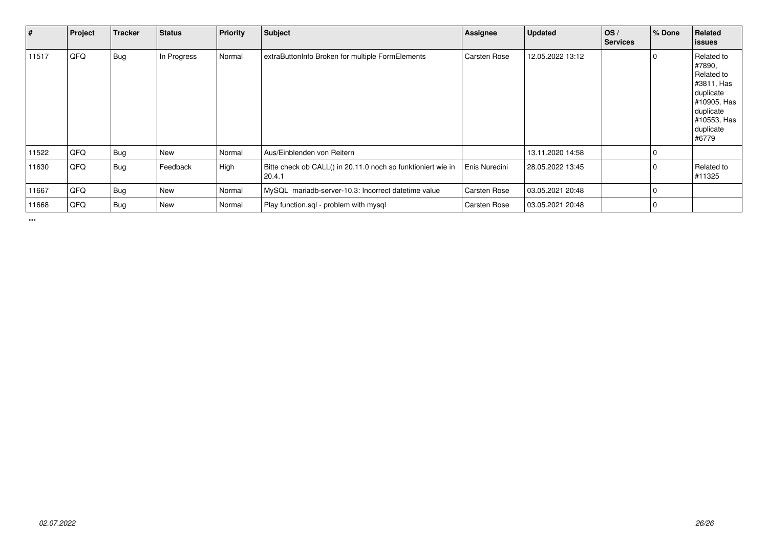| # | Project | Tracker | Status | Priority | Subject | Assignee | Updated | OS / Services | % Done | Related issues |
|---|---|---|---|---|---|---|---|---|---|---|
| 11517 | QFQ | Bug | In Progress | Normal | extraButtonInfo Broken for multiple FormElements | Carsten Rose | 12.05.2022 13:12 | | 0 | Related to #7890, Related to #3811, Has duplicate #10905, Has duplicate #10553, Has duplicate #6779 |
| 11522 | QFQ | Bug | New | Normal | Aus/Einblenden von Reitern | | 13.11.2020 14:58 | | 0 | |
| 11630 | QFQ | Bug | Feedback | High | Bitte check ob CALL() in 20.11.0 noch so funktioniert wie in 20.4.1 | Enis Nuredini | 28.05.2022 13:45 | | 0 | Related to #11325 |
| 11667 | QFQ | Bug | New | Normal | MySQL mariadb-server-10.3: Incorrect datetime value | Carsten Rose | 03.05.2021 20:48 | | 0 | |
| 11668 | QFQ | Bug | New | Normal | Play function.sql - problem with mysql | Carsten Rose | 03.05.2021 20:48 | | 0 | |

...